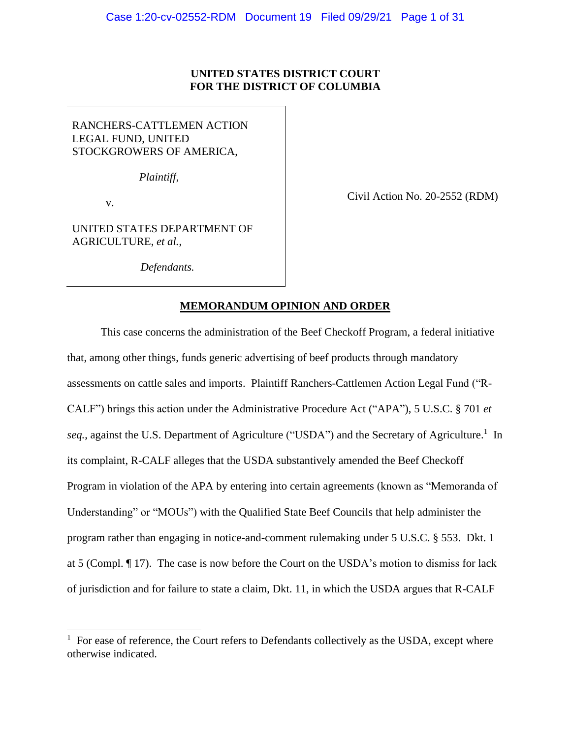**UNITED STATES DISTRICT COURT**
**FOR THE DISTRICT OF COLUMBIA**

| | |
|---|---|
| RANCHERS-CATTLEMEN ACTION LEGAL FUND, UNITED STOCKGROWERS OF AMERICA,<br><br>*Plaintiff*,<br><br>v.<br><br>UNITED STATES DEPARTMENT OF AGRICULTURE, *et al.*,<br><br>*Defendants.* | Civil Action No. 20-2552 (RDM) |

**MEMORANDUM OPINION AND ORDER**

This case concerns the administration of the Beef Checkoff Program, a federal initiative that, among other things, funds generic advertising of beef products through mandatory assessments on cattle sales and imports. Plaintiff Ranchers-Cattlemen Action Legal Fund ("R-CALF") brings this action under the Administrative Procedure Act ("APA"), 5 U.S.C. § 701 *et seq.*, against the U.S. Department of Agriculture ("USDA") and the Secretary of Agriculture.[1] In its complaint, R-CALF alleges that the USDA substantively amended the Beef Checkoff Program in violation of the APA by entering into certain agreements (known as "Memoranda of Understanding" or "MOUs") with the Qualified State Beef Councils that help administer the program rather than engaging in notice-and-comment rulemaking under 5 U.S.C. § 553. Dkt. 1 at 5 (Compl. ¶ 17). The case is now before the Court on the USDA's motion to dismiss for lack of jurisdiction and for failure to state a claim, Dkt. 11, in which the USDA argues that R-CALF

[1] For ease of reference, the Court refers to Defendants collectively as the USDA, except where otherwise indicated.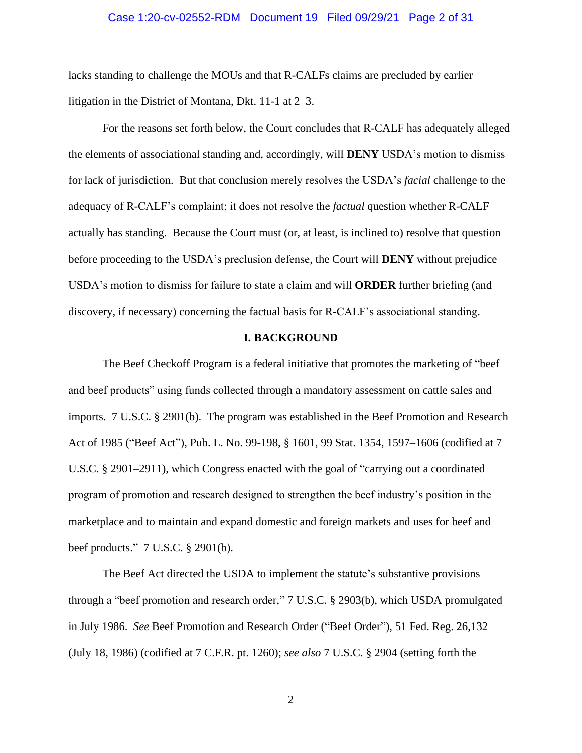lacks standing to challenge the MOUs and that R-CALFs claims are precluded by earlier litigation in the District of Montana, Dkt. 11-1 at 2–3.

For the reasons set forth below, the Court concludes that R-CALF has adequately alleged the elements of associational standing and, accordingly, will **DENY** USDA's motion to dismiss for lack of jurisdiction. But that conclusion merely resolves the USDA's *facial* challenge to the adequacy of R-CALF's complaint; it does not resolve the *factual* question whether R-CALF actually has standing. Because the Court must (or, at least, is inclined to) resolve that question before proceeding to the USDA's preclusion defense, the Court will **DENY** without prejudice USDA's motion to dismiss for failure to state a claim and will **ORDER** further briefing (and discovery, if necessary) concerning the factual basis for R-CALF's associational standing.

## I. BACKGROUND

The Beef Checkoff Program is a federal initiative that promotes the marketing of "beef and beef products" using funds collected through a mandatory assessment on cattle sales and imports. 7 U.S.C. § 2901(b). The program was established in the Beef Promotion and Research Act of 1985 ("Beef Act"), Pub. L. No. 99-198, § 1601, 99 Stat. 1354, 1597–1606 (codified at 7 U.S.C. § 2901–2911), which Congress enacted with the goal of "carrying out a coordinated program of promotion and research designed to strengthen the beef industry's position in the marketplace and to maintain and expand domestic and foreign markets and uses for beef and beef products." 7 U.S.C. § 2901(b).

The Beef Act directed the USDA to implement the statute's substantive provisions through a "beef promotion and research order," 7 U.S.C. § 2903(b), which USDA promulgated in July 1986. *See* Beef Promotion and Research Order ("Beef Order"), 51 Fed. Reg. 26,132 (July 18, 1986) (codified at 7 C.F.R. pt. 1260); *see also* 7 U.S.C. § 2904 (setting forth the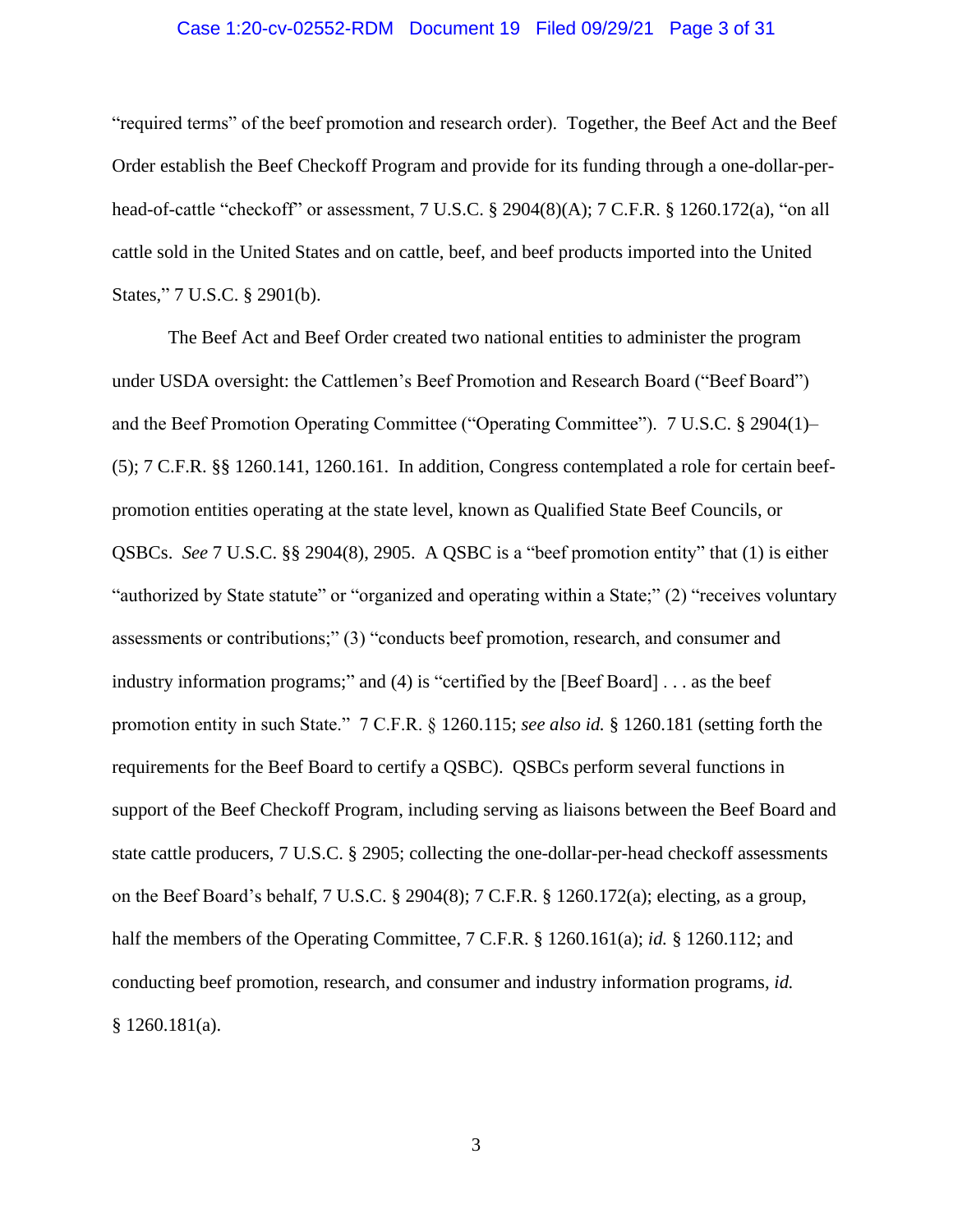"required terms" of the beef promotion and research order). Together, the Beef Act and the Beef Order establish the Beef Checkoff Program and provide for its funding through a one-dollar-per-head-of-cattle "checkoff" or assessment, 7 U.S.C. § 2904(8)(A); 7 C.F.R. § 1260.172(a), "on all cattle sold in the United States and on cattle, beef, and beef products imported into the United States," 7 U.S.C. § 2901(b).

The Beef Act and Beef Order created two national entities to administer the program under USDA oversight: the Cattlemen's Beef Promotion and Research Board ("Beef Board") and the Beef Promotion Operating Committee ("Operating Committee"). 7 U.S.C. § 2904(1)–(5); 7 C.F.R. §§ 1260.141, 1260.161. In addition, Congress contemplated a role for certain beef-promotion entities operating at the state level, known as Qualified State Beef Councils, or QSBCs. *See* 7 U.S.C. §§ 2904(8), 2905. A QSBC is a "beef promotion entity" that (1) is either "authorized by State statute" or "organized and operating within a State;" (2) "receives voluntary assessments or contributions;" (3) "conducts beef promotion, research, and consumer and industry information programs;" and (4) is "certified by the [Beef Board] . . . as the beef promotion entity in such State." 7 C.F.R. § 1260.115; *see also id.* § 1260.181 (setting forth the requirements for the Beef Board to certify a QSBC). QSBCs perform several functions in support of the Beef Checkoff Program, including serving as liaisons between the Beef Board and state cattle producers, 7 U.S.C. § 2905; collecting the one-dollar-per-head checkoff assessments on the Beef Board's behalf, 7 U.S.C. § 2904(8); 7 C.F.R. § 1260.172(a); electing, as a group, half the members of the Operating Committee, 7 C.F.R. § 1260.161(a); *id.* § 1260.112; and conducting beef promotion, research, and consumer and industry information programs, *id.* § 1260.181(a).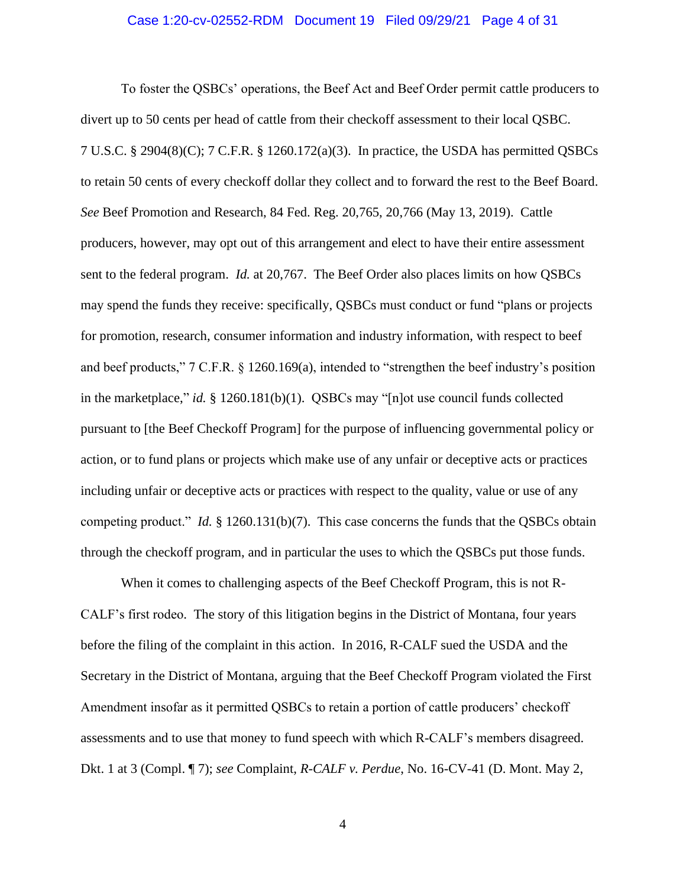To foster the QSBCs' operations, the Beef Act and Beef Order permit cattle producers to divert up to 50 cents per head of cattle from their checkoff assessment to their local QSBC. 7 U.S.C. § 2904(8)(C); 7 C.F.R. § 1260.172(a)(3). In practice, the USDA has permitted QSBCs to retain 50 cents of every checkoff dollar they collect and to forward the rest to the Beef Board. *See* Beef Promotion and Research, 84 Fed. Reg. 20,765, 20,766 (May 13, 2019). Cattle producers, however, may opt out of this arrangement and elect to have their entire assessment sent to the federal program. *Id.* at 20,767. The Beef Order also places limits on how QSBCs may spend the funds they receive: specifically, QSBCs must conduct or fund "plans or projects for promotion, research, consumer information and industry information, with respect to beef and beef products," 7 C.F.R. § 1260.169(a), intended to "strengthen the beef industry's position in the marketplace," *id.* § 1260.181(b)(1). QSBCs may "[n]ot use council funds collected pursuant to [the Beef Checkoff Program] for the purpose of influencing governmental policy or action, or to fund plans or projects which make use of any unfair or deceptive acts or practices including unfair or deceptive acts or practices with respect to the quality, value or use of any competing product." *Id.* § 1260.131(b)(7). This case concerns the funds that the QSBCs obtain through the checkoff program, and in particular the uses to which the QSBCs put those funds.

When it comes to challenging aspects of the Beef Checkoff Program, this is not R-CALF's first rodeo. The story of this litigation begins in the District of Montana, four years before the filing of the complaint in this action. In 2016, R-CALF sued the USDA and the Secretary in the District of Montana, arguing that the Beef Checkoff Program violated the First Amendment insofar as it permitted QSBCs to retain a portion of cattle producers' checkoff assessments and to use that money to fund speech with which R-CALF's members disagreed. Dkt. 1 at 3 (Compl. ¶ 7); *see* Complaint, *R-CALF v. Perdue*, No. 16-CV-41 (D. Mont. May 2,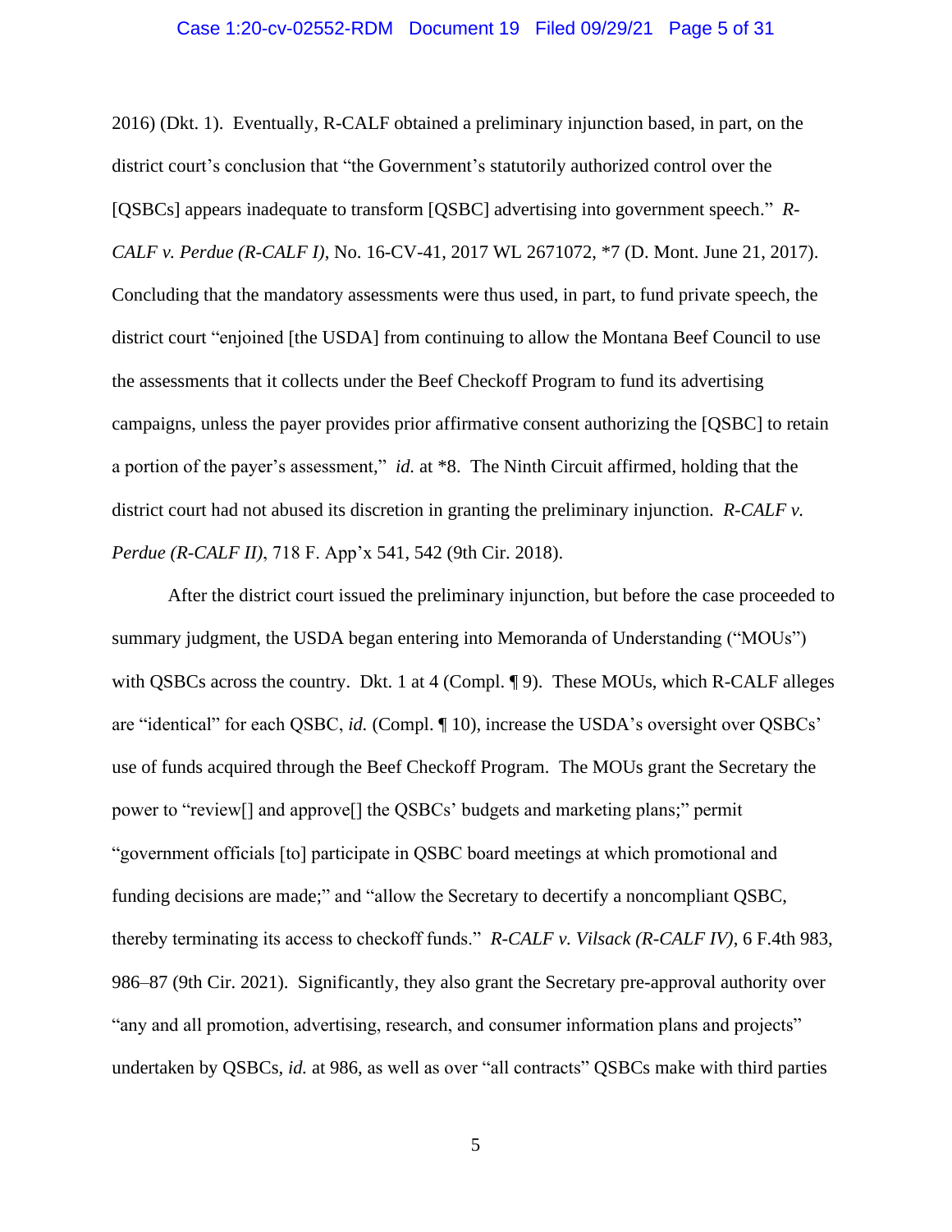2016) (Dkt. 1). Eventually, R-CALF obtained a preliminary injunction based, in part, on the district court's conclusion that "the Government's statutorily authorized control over the [QSBCs] appears inadequate to transform [QSBC] advertising into government speech." *R-CALF v. Perdue (R-CALF I)*, No. 16-CV-41, 2017 WL 2671072, *7 (D. Mont. June 21, 2017). Concluding that the mandatory assessments were thus used, in part, to fund private speech, the district court "enjoined [the USDA] from continuing to allow the Montana Beef Council to use the assessments that it collects under the Beef Checkoff Program to fund its advertising campaigns, unless the payer provides prior affirmative consent authorizing the [QSBC] to retain a portion of the payer's assessment," *id.* at *8. The Ninth Circuit affirmed, holding that the district court had not abused its discretion in granting the preliminary injunction. *R-CALF v. Perdue (R-CALF II)*, 718 F. App'x 541, 542 (9th Cir. 2018).

After the district court issued the preliminary injunction, but before the case proceeded to summary judgment, the USDA began entering into Memoranda of Understanding ("MOUs") with QSBCs across the country. Dkt. 1 at 4 (Compl. ¶ 9). These MOUs, which R-CALF alleges are "identical" for each QSBC, *id.* (Compl. ¶ 10), increase the USDA's oversight over QSBCs' use of funds acquired through the Beef Checkoff Program. The MOUs grant the Secretary the power to "review[] and approve[] the QSBCs' budgets and marketing plans;" permit "government officials [to] participate in QSBC board meetings at which promotional and funding decisions are made;" and "allow the Secretary to decertify a noncompliant QSBC, thereby terminating its access to checkoff funds." *R-CALF v. Vilsack (R-CALF IV)*, 6 F.4th 983, 986–87 (9th Cir. 2021). Significantly, they also grant the Secretary pre-approval authority over "any and all promotion, advertising, research, and consumer information plans and projects" undertaken by QSBCs, *id.* at 986, as well as over "all contracts" QSBCs make with third parties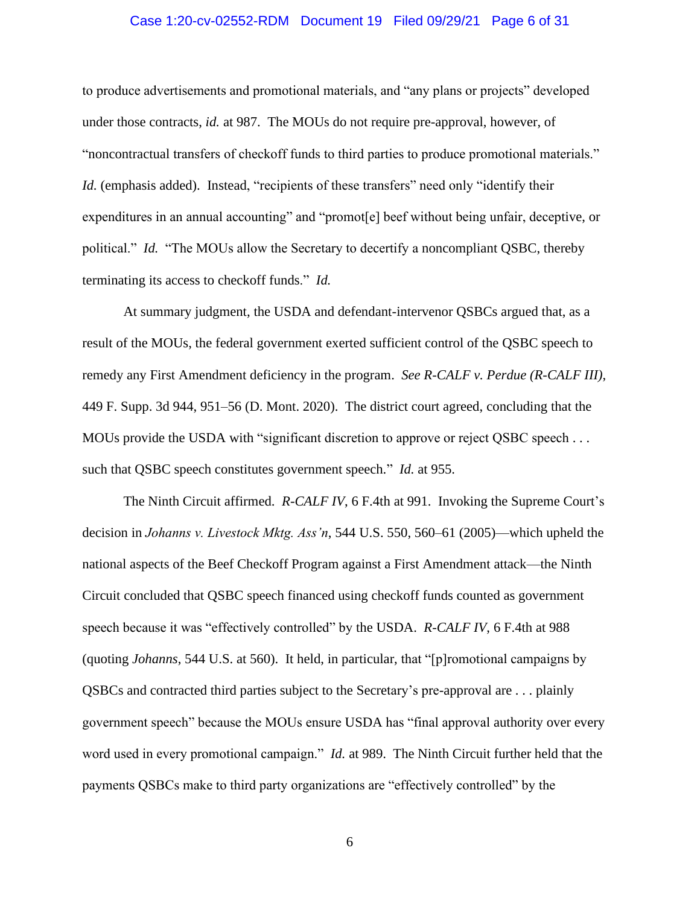to produce advertisements and promotional materials, and "any plans or projects" developed under those contracts, *id.* at 987. The MOUs do not require pre-approval, however, of "noncontractual transfers of checkoff funds to third parties to produce promotional materials." *Id.* (emphasis added). Instead, "recipients of these transfers" need only "identify their expenditures in an annual accounting" and "promot[e] beef without being unfair, deceptive, or political." *Id.* "The MOUs allow the Secretary to decertify a noncompliant QSBC, thereby terminating its access to checkoff funds." *Id.*

At summary judgment, the USDA and defendant-intervenor QSBCs argued that, as a result of the MOUs, the federal government exerted sufficient control of the QSBC speech to remedy any First Amendment deficiency in the program. *See R-CALF v. Perdue (R-CALF III)*, 449 F. Supp. 3d 944, 951–56 (D. Mont. 2020). The district court agreed, concluding that the MOUs provide the USDA with "significant discretion to approve or reject QSBC speech . . . such that QSBC speech constitutes government speech." *Id.* at 955.

The Ninth Circuit affirmed. *R-CALF IV*, 6 F.4th at 991. Invoking the Supreme Court's decision in *Johanns v. Livestock Mktg. Ass'n*, 544 U.S. 550, 560–61 (2005)—which upheld the national aspects of the Beef Checkoff Program against a First Amendment attack—the Ninth Circuit concluded that QSBC speech financed using checkoff funds counted as government speech because it was "effectively controlled" by the USDA. *R-CALF IV*, 6 F.4th at 988 (quoting *Johanns*, 544 U.S. at 560). It held, in particular, that "[p]romotional campaigns by QSBCs and contracted third parties subject to the Secretary's pre-approval are . . . plainly government speech" because the MOUs ensure USDA has "final approval authority over every word used in every promotional campaign." *Id.* at 989. The Ninth Circuit further held that the payments QSBCs make to third party organizations are "effectively controlled" by the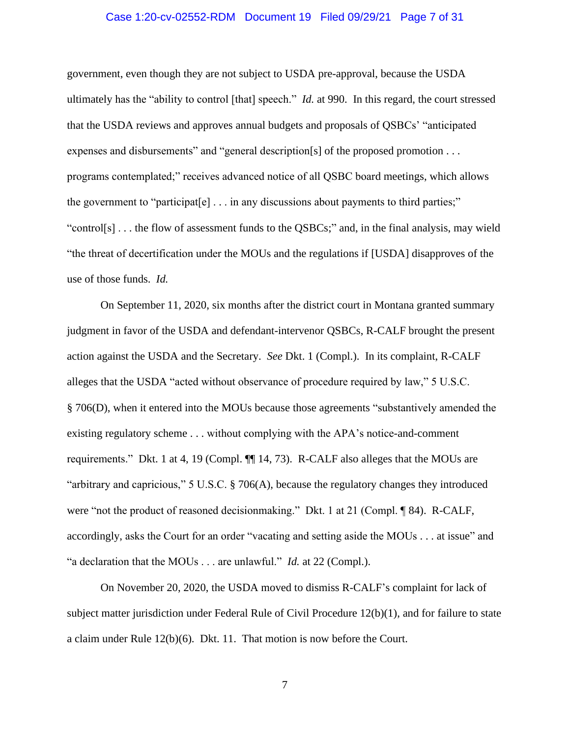government, even though they are not subject to USDA pre-approval, because the USDA ultimately has the "ability to control [that] speech." *Id.* at 990. In this regard, the court stressed that the USDA reviews and approves annual budgets and proposals of QSBCs' "anticipated expenses and disbursements" and "general description[s] of the proposed promotion . . . programs contemplated;" receives advanced notice of all QSBC board meetings, which allows the government to "participat[e] . . . in any discussions about payments to third parties;" "control[s] . . . the flow of assessment funds to the QSBCs;" and, in the final analysis, may wield "the threat of decertification under the MOUs and the regulations if [USDA] disapproves of the use of those funds. *Id.*

On September 11, 2020, six months after the district court in Montana granted summary judgment in favor of the USDA and defendant-intervenor QSBCs, R-CALF brought the present action against the USDA and the Secretary. *See* Dkt. 1 (Compl.). In its complaint, R-CALF alleges that the USDA "acted without observance of procedure required by law," 5 U.S.C. § 706(D), when it entered into the MOUs because those agreements "substantively amended the existing regulatory scheme . . . without complying with the APA's notice-and-comment requirements." Dkt. 1 at 4, 19 (Compl. ¶¶ 14, 73). R-CALF also alleges that the MOUs are "arbitrary and capricious," 5 U.S.C. § 706(A), because the regulatory changes they introduced were "not the product of reasoned decisionmaking." Dkt. 1 at 21 (Compl. ¶ 84). R-CALF, accordingly, asks the Court for an order "vacating and setting aside the MOUs . . . at issue" and "a declaration that the MOUs . . . are unlawful." *Id.* at 22 (Compl.).

On November 20, 2020, the USDA moved to dismiss R-CALF's complaint for lack of subject matter jurisdiction under Federal Rule of Civil Procedure 12(b)(1), and for failure to state a claim under Rule 12(b)(6). Dkt. 11. That motion is now before the Court.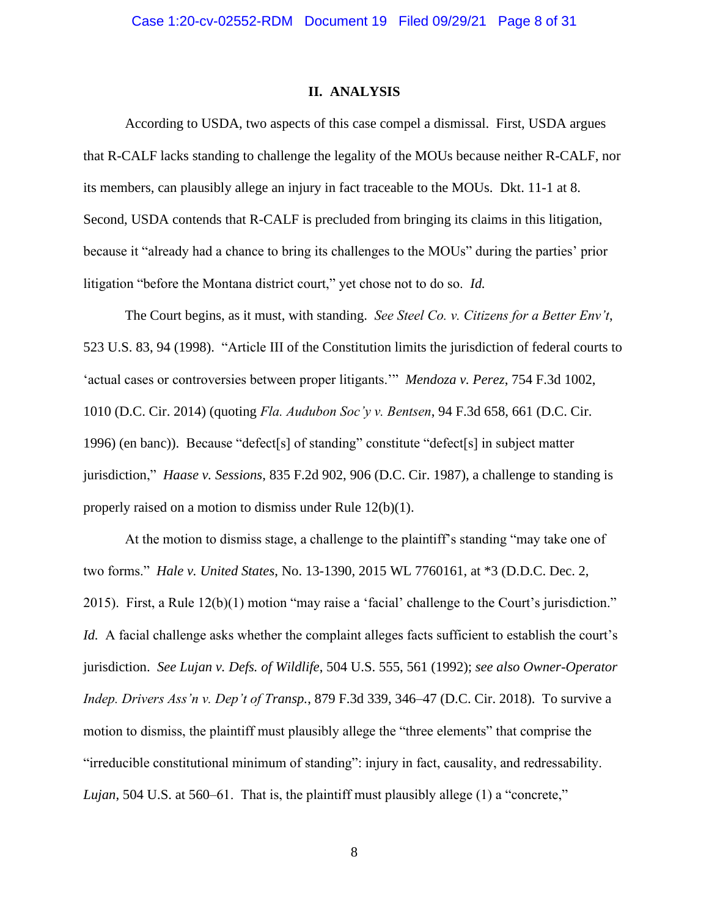## II. ANALYSIS

According to USDA, two aspects of this case compel a dismissal. First, USDA argues that R-CALF lacks standing to challenge the legality of the MOUs because neither R-CALF, nor its members, can plausibly allege an injury in fact traceable to the MOUs. Dkt. 11-1 at 8. Second, USDA contends that R-CALF is precluded from bringing its claims in this litigation, because it "already had a chance to bring its challenges to the MOUs" during the parties' prior litigation "before the Montana district court," yet chose not to do so. *Id.*

The Court begins, as it must, with standing. *See Steel Co. v. Citizens for a Better Env't*, 523 U.S. 83, 94 (1998). "Article III of the Constitution limits the jurisdiction of federal courts to 'actual cases or controversies between proper litigants.'" *Mendoza v. Perez*, 754 F.3d 1002, 1010 (D.C. Cir. 2014) (quoting *Fla. Audubon Soc'y v. Bentsen*, 94 F.3d 658, 661 (D.C. Cir. 1996) (en banc)). Because "defect[s] of standing" constitute "defect[s] in subject matter jurisdiction," *Haase v. Sessions*, 835 F.2d 902, 906 (D.C. Cir. 1987), a challenge to standing is properly raised on a motion to dismiss under Rule 12(b)(1).

At the motion to dismiss stage, a challenge to the plaintiff's standing "may take one of two forms." *Hale v. United States*, No. 13-1390, 2015 WL 7760161, at *3 (D.D.C. Dec. 2, 2015). First, a Rule 12(b)(1) motion "may raise a 'facial' challenge to the Court's jurisdiction." *Id.* A facial challenge asks whether the complaint alleges facts sufficient to establish the court's jurisdiction. *See Lujan v. Defs. of Wildlife*, 504 U.S. 555, 561 (1992); *see also Owner-Operator Indep. Drivers Ass'n v. Dep't of Transp.*, 879 F.3d 339, 346–47 (D.C. Cir. 2018). To survive a motion to dismiss, the plaintiff must plausibly allege the "three elements" that comprise the "irreducible constitutional minimum of standing": injury in fact, causality, and redressability. *Lujan*, 504 U.S. at 560–61. That is, the plaintiff must plausibly allege (1) a "concrete,"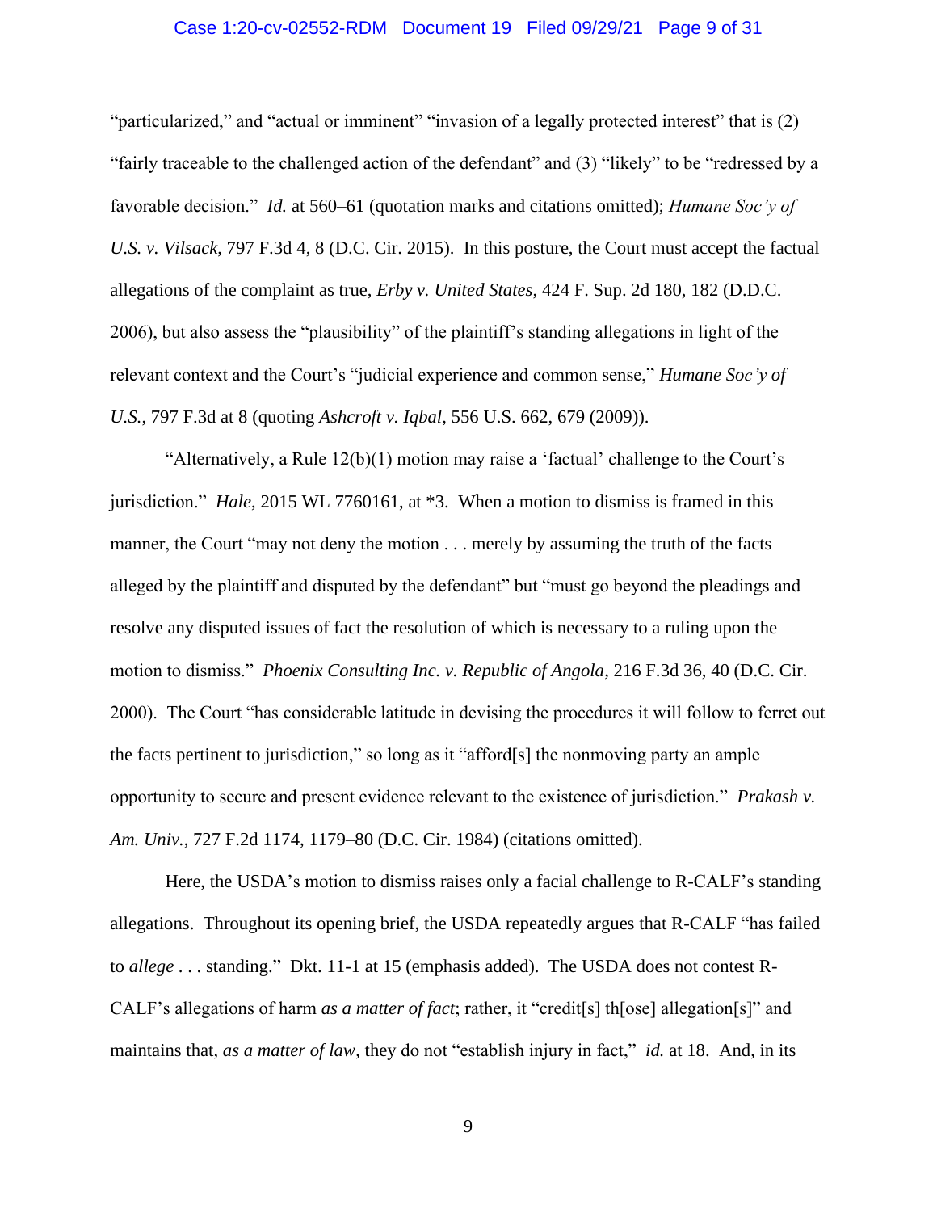"particularized," and "actual or imminent" "invasion of a legally protected interest" that is (2) "fairly traceable to the challenged action of the defendant" and (3) "likely" to be "redressed by a favorable decision." *Id.* at 560–61 (quotation marks and citations omitted); *Humane Soc'y of U.S. v. Vilsack*, 797 F.3d 4, 8 (D.C. Cir. 2015). In this posture, the Court must accept the factual allegations of the complaint as true, *Erby v. United States*, 424 F. Supp. 2d 180, 182 (D.D.C. 2006), but also assess the "plausibility" of the plaintiff's standing allegations in light of the relevant context and the Court's "judicial experience and common sense," *Humane Soc'y of U.S.*, 797 F.3d at 8 (quoting *Ashcroft v. Iqbal*, 556 U.S. 662, 679 (2009)).

"Alternatively, a Rule 12(b)(1) motion may raise a 'factual' challenge to the Court's jurisdiction." *Hale*, 2015 WL 7760161, at *3. When a motion to dismiss is framed in this manner, the Court "may not deny the motion . . . merely by assuming the truth of the facts alleged by the plaintiff and disputed by the defendant" but "must go beyond the pleadings and resolve any disputed issues of fact the resolution of which is necessary to a ruling upon the motion to dismiss." *Phoenix Consulting Inc. v. Republic of Angola*, 216 F.3d 36, 40 (D.C. Cir. 2000). The Court "has considerable latitude in devising the procedures it will follow to ferret out the facts pertinent to jurisdiction," so long as it "afford[s] the nonmoving party an ample opportunity to secure and present evidence relevant to the existence of jurisdiction." *Prakash v. Am. Univ.*, 727 F.2d 1174, 1179–80 (D.C. Cir. 1984) (citations omitted).

Here, the USDA's motion to dismiss raises only a facial challenge to R-CALF's standing allegations. Throughout its opening brief, the USDA repeatedly argues that R-CALF "has failed to *allege* . . . standing." Dkt. 11-1 at 15 (emphasis added). The USDA does not contest R-CALF's allegations of harm *as a matter of fact*; rather, it "credit[s] th[ose] allegation[s]" and maintains that, *as a matter of law*, they do not "establish injury in fact," *id.* at 18. And, in its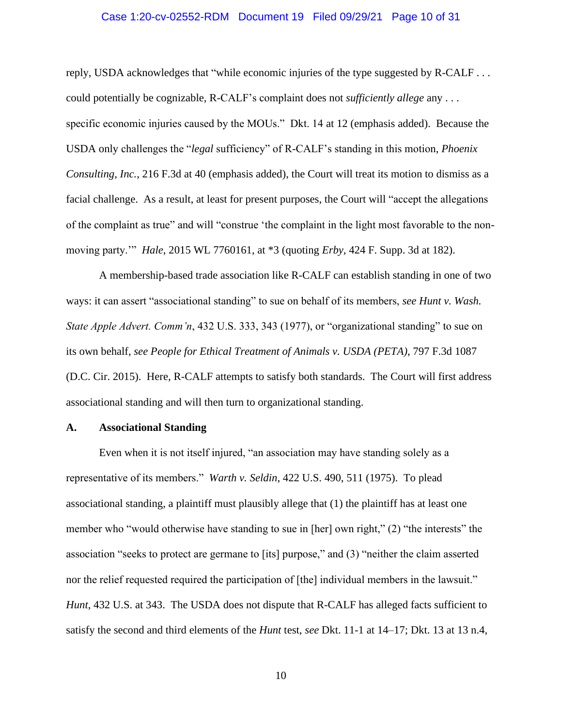reply, USDA acknowledges that "while economic injuries of the type suggested by R-CALF . . . could potentially be cognizable, R-CALF's complaint does not *sufficiently allege* any . . . specific economic injuries caused by the MOUs." Dkt. 14 at 12 (emphasis added). Because the USDA only challenges the "*legal* sufficiency" of R-CALF's standing in this motion, *Phoenix Consulting, Inc.*, 216 F.3d at 40 (emphasis added), the Court will treat its motion to dismiss as a facial challenge. As a result, at least for present purposes, the Court will "accept the allegations of the complaint as true" and will "construe 'the complaint in the light most favorable to the non-moving party.'" *Hale*, 2015 WL 7760161, at *3 (quoting *Erby*, 424 F. Supp. 3d at 182).

A membership-based trade association like R-CALF can establish standing in one of two ways: it can assert "associational standing" to sue on behalf of its members, *see Hunt v. Wash. State Apple Advert. Comm'n*, 432 U.S. 333, 343 (1977), or "organizational standing" to sue on its own behalf, *see People for Ethical Treatment of Animals v. USDA (PETA)*, 797 F.3d 1087 (D.C. Cir. 2015). Here, R-CALF attempts to satisfy both standards. The Court will first address associational standing and will then turn to organizational standing.

### A. Associational Standing

Even when it is not itself injured, "an association may have standing solely as a representative of its members." *Warth v. Seldin*, 422 U.S. 490, 511 (1975). To plead associational standing, a plaintiff must plausibly allege that (1) the plaintiff has at least one member who "would otherwise have standing to sue in [her] own right," (2) "the interests" the association "seeks to protect are germane to [its] purpose," and (3) "neither the claim asserted nor the relief requested required the participation of [the] individual members in the lawsuit." *Hunt*, 432 U.S. at 343. The USDA does not dispute that R-CALF has alleged facts sufficient to satisfy the second and third elements of the *Hunt* test, *see* Dkt. 11-1 at 14–17; Dkt. 13 at 13 n.4,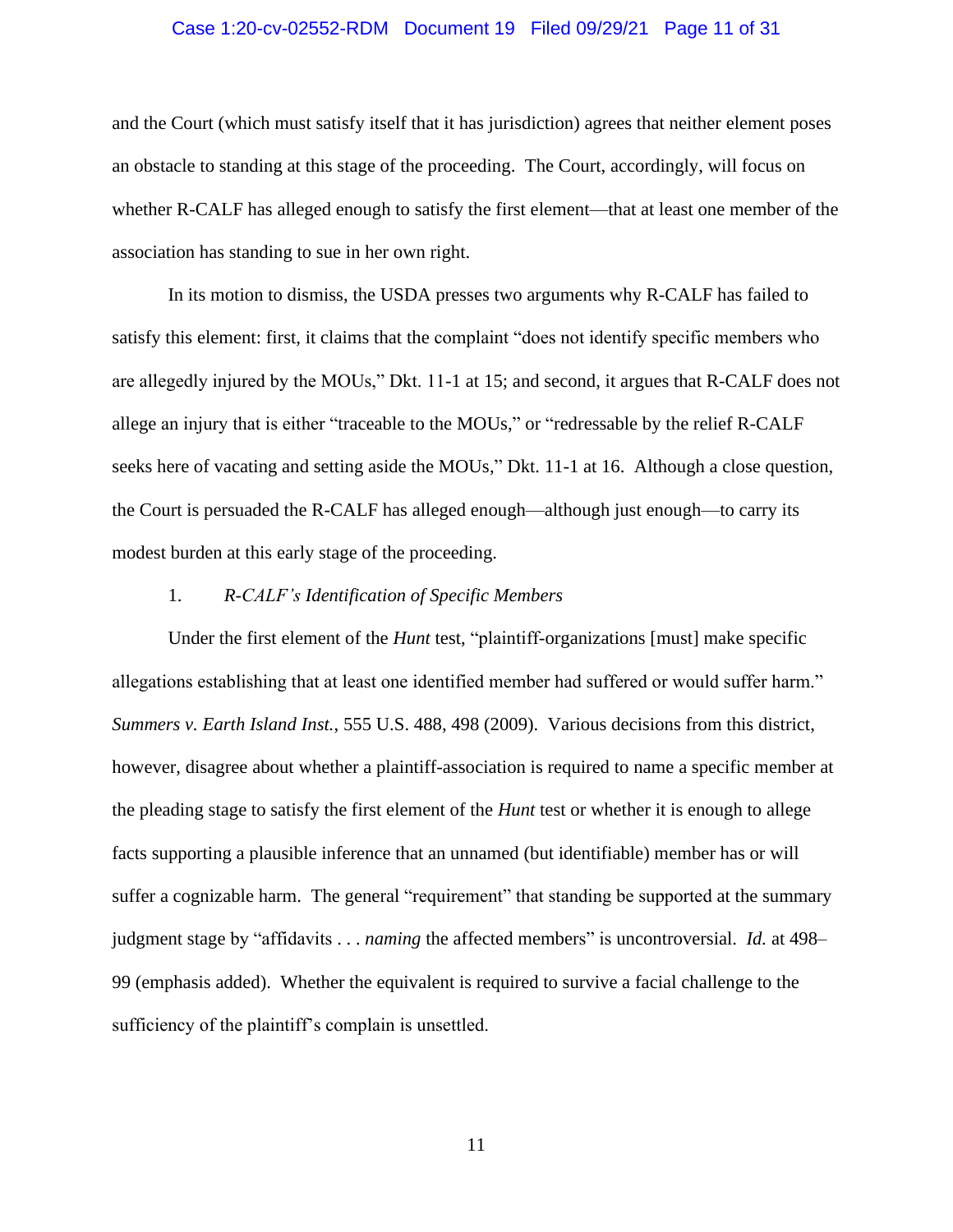and the Court (which must satisfy itself that it has jurisdiction) agrees that neither element poses an obstacle to standing at this stage of the proceeding. The Court, accordingly, will focus on whether R-CALF has alleged enough to satisfy the first element—that at least one member of the association has standing to sue in her own right.

In its motion to dismiss, the USDA presses two arguments why R-CALF has failed to satisfy this element: first, it claims that the complaint "does not identify specific members who are allegedly injured by the MOUs," Dkt. 11-1 at 15; and second, it argues that R-CALF does not allege an injury that is either "traceable to the MOUs," or "redressable by the relief R-CALF seeks here of vacating and setting aside the MOUs," Dkt. 11-1 at 16. Although a close question, the Court is persuaded the R-CALF has alleged enough—although just enough—to carry its modest burden at this early stage of the proceeding.

### 1. *R-CALF's Identification of Specific Members*

Under the first element of the *Hunt* test, "plaintiff-organizations [must] make specific allegations establishing that at least one identified member had suffered or would suffer harm." *Summers v. Earth Island Inst.*, 555 U.S. 488, 498 (2009). Various decisions from this district, however, disagree about whether a plaintiff-association is required to name a specific member at the pleading stage to satisfy the first element of the *Hunt* test or whether it is enough to allege facts supporting a plausible inference that an unnamed (but identifiable) member has or will suffer a cognizable harm. The general "requirement" that standing be supported at the summary judgment stage by "affidavits . . . *naming* the affected members" is uncontroversial. *Id.* at 498–99 (emphasis added). Whether the equivalent is required to survive a facial challenge to the sufficiency of the plaintiff's complain is unsettled.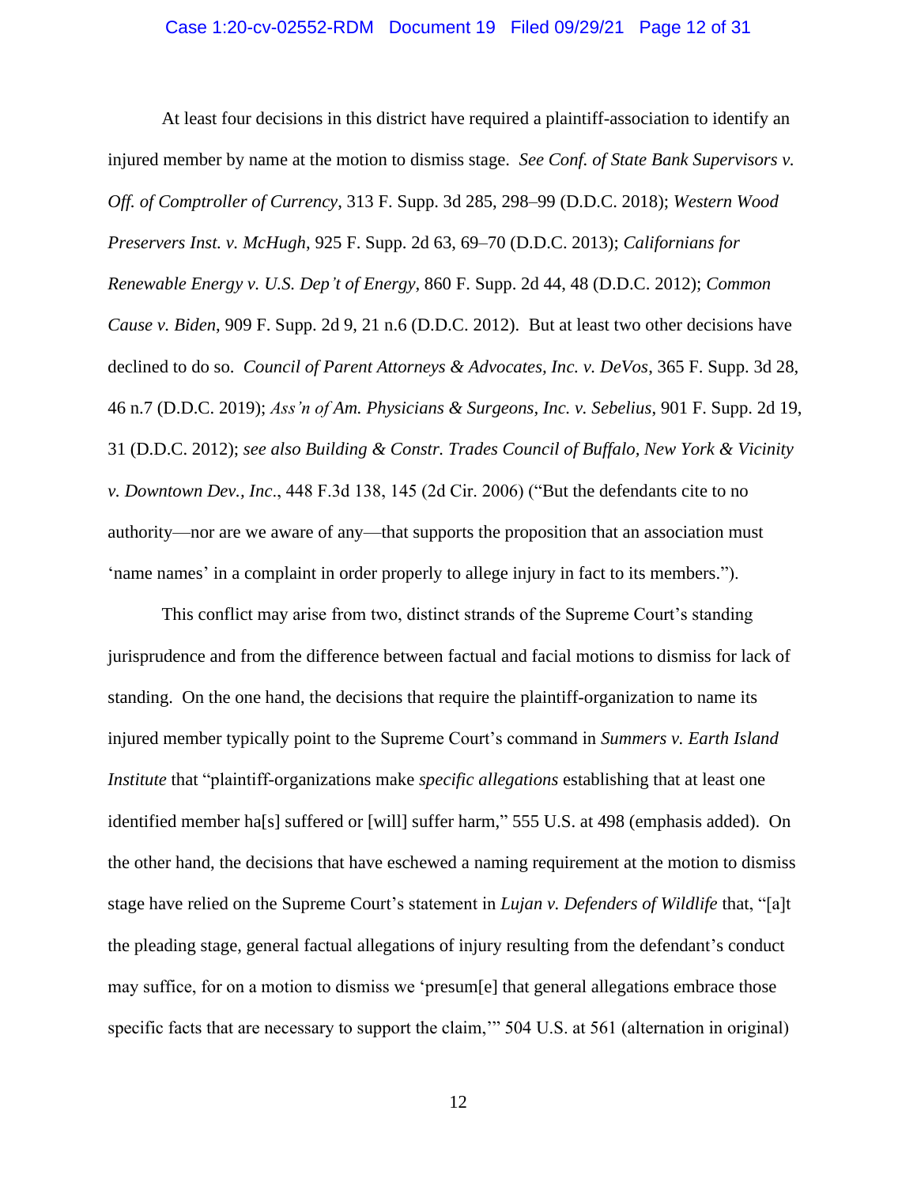At least four decisions in this district have required a plaintiff-association to identify an injured member by name at the motion to dismiss stage. *See Conf. of State Bank Supervisors v. Off. of Comptroller of Currency*, 313 F. Supp. 3d 285, 298–99 (D.D.C. 2018); *Western Wood Preservers Inst. v. McHugh*, 925 F. Supp. 2d 63, 69–70 (D.D.C. 2013); *Californians for Renewable Energy v. U.S. Dep't of Energy*, 860 F. Supp. 2d 44, 48 (D.D.C. 2012); *Common Cause v. Biden*, 909 F. Supp. 2d 9, 21 n.6 (D.D.C. 2012). But at least two other decisions have declined to do so. *Council of Parent Attorneys & Advocates, Inc. v. DeVos*, 365 F. Supp. 3d 28, 46 n.7 (D.D.C. 2019); *Ass'n of Am. Physicians & Surgeons, Inc. v. Sebelius*, 901 F. Supp. 2d 19, 31 (D.D.C. 2012); *see also Building & Constr. Trades Council of Buffalo, New York & Vicinity v. Downtown Dev., Inc*., 448 F.3d 138, 145 (2d Cir. 2006) ("But the defendants cite to no authority—nor are we aware of any—that supports the proposition that an association must 'name names' in a complaint in order properly to allege injury in fact to its members.").

This conflict may arise from two, distinct strands of the Supreme Court's standing jurisprudence and from the difference between factual and facial motions to dismiss for lack of standing. On the one hand, the decisions that require the plaintiff-organization to name its injured member typically point to the Supreme Court's command in *Summers v. Earth Island Institute* that "plaintiff-organizations make *specific allegations* establishing that at least one identified member ha[s] suffered or [will] suffer harm," 555 U.S. at 498 (emphasis added). On the other hand, the decisions that have eschewed a naming requirement at the motion to dismiss stage have relied on the Supreme Court's statement in *Lujan v. Defenders of Wildlife* that, "[a]t the pleading stage, general factual allegations of injury resulting from the defendant's conduct may suffice, for on a motion to dismiss we 'presum[e] that general allegations embrace those specific facts that are necessary to support the claim,'" 504 U.S. at 561 (alternation in original)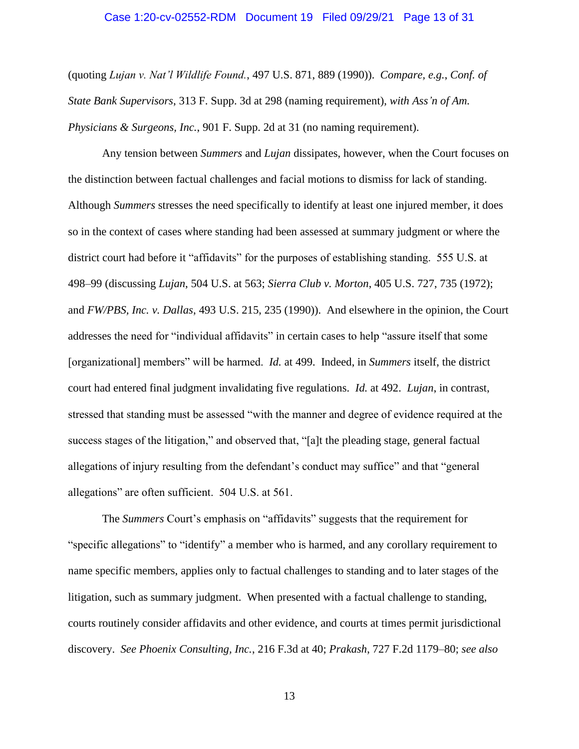(quoting *Lujan v. Nat'l Wildlife Found.*, 497 U.S. 871, 889 (1990)). *Compare, e.g.*, *Conf. of State Bank Supervisors*, 313 F. Supp. 3d at 298 (naming requirement), *with Ass'n of Am. Physicians & Surgeons, Inc.*, 901 F. Supp. 2d at 31 (no naming requirement).

Any tension between *Summers* and *Lujan* dissipates, however, when the Court focuses on the distinction between factual challenges and facial motions to dismiss for lack of standing. Although *Summers* stresses the need specifically to identify at least one injured member, it does so in the context of cases where standing had been assessed at summary judgment or where the district court had before it "affidavits" for the purposes of establishing standing. 555 U.S. at 498–99 (discussing *Lujan*, 504 U.S. at 563; *Sierra Club v. Morton*, 405 U.S. 727, 735 (1972); and *FW/PBS, Inc. v. Dallas*, 493 U.S. 215, 235 (1990)). And elsewhere in the opinion, the Court addresses the need for "individual affidavits" in certain cases to help "assure itself that some [organizational] members" will be harmed. *Id.* at 499. Indeed, in *Summers* itself, the district court had entered final judgment invalidating five regulations. *Id.* at 492. *Lujan*, in contrast, stressed that standing must be assessed "with the manner and degree of evidence required at the success stages of the litigation," and observed that, "[a]t the pleading stage, general factual allegations of injury resulting from the defendant's conduct may suffice" and that "general allegations" are often sufficient. 504 U.S. at 561.

The *Summers* Court's emphasis on "affidavits" suggests that the requirement for "specific allegations" to "identify" a member who is harmed, and any corollary requirement to name specific members, applies only to factual challenges to standing and to later stages of the litigation, such as summary judgment. When presented with a factual challenge to standing, courts routinely consider affidavits and other evidence, and courts at times permit jurisdictional discovery. *See Phoenix Consulting, Inc.*, 216 F.3d at 40; *Prakash*, 727 F.2d 1179–80; *see also*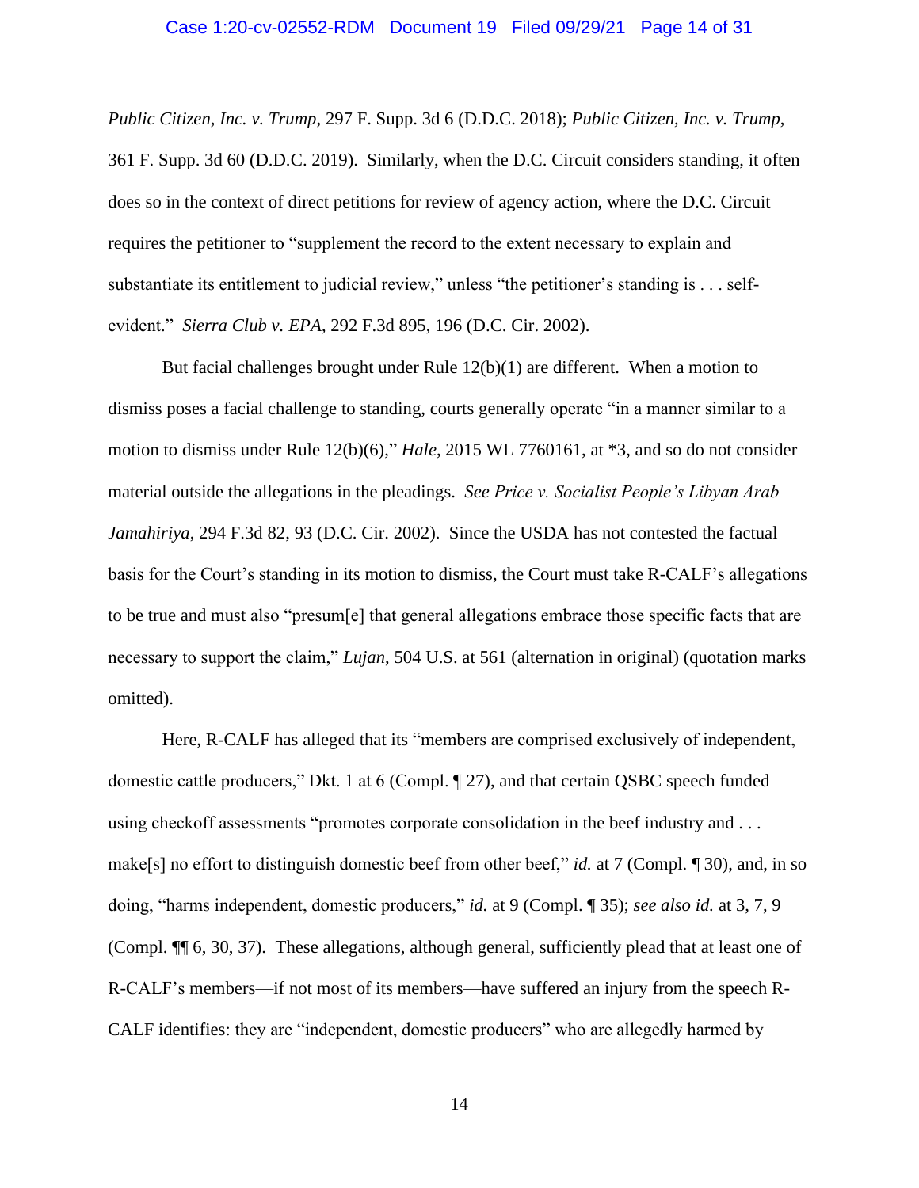*Public Citizen, Inc. v. Trump*, 297 F. Supp. 3d 6 (D.D.C. 2018); *Public Citizen, Inc. v. Trump*, 361 F. Supp. 3d 60 (D.D.C. 2019). Similarly, when the D.C. Circuit considers standing, it often does so in the context of direct petitions for review of agency action, where the D.C. Circuit requires the petitioner to "supplement the record to the extent necessary to explain and substantiate its entitlement to judicial review," unless "the petitioner's standing is . . . self-evident." *Sierra Club v. EPA*, 292 F.3d 895, 196 (D.C. Cir. 2002).

But facial challenges brought under Rule 12(b)(1) are different. When a motion to dismiss poses a facial challenge to standing, courts generally operate "in a manner similar to a motion to dismiss under Rule 12(b)(6)," *Hale*, 2015 WL 7760161, at *3, and so do not consider material outside the allegations in the pleadings. *See Price v. Socialist People's Libyan Arab Jamahiriya*, 294 F.3d 82, 93 (D.C. Cir. 2002). Since the USDA has not contested the factual basis for the Court's standing in its motion to dismiss, the Court must take R-CALF's allegations to be true and must also "presum[e] that general allegations embrace those specific facts that are necessary to support the claim," *Lujan*, 504 U.S. at 561 (alternation in original) (quotation marks omitted).

Here, R-CALF has alleged that its "members are comprised exclusively of independent, domestic cattle producers," Dkt. 1 at 6 (Compl. ¶ 27), and that certain QSBC speech funded using checkoff assessments "promotes corporate consolidation in the beef industry and . . . make[s] no effort to distinguish domestic beef from other beef," *id.* at 7 (Compl. ¶ 30), and, in so doing, "harms independent, domestic producers," *id.* at 9 (Compl. ¶ 35); *see also id.* at 3, 7, 9 (Compl. ¶¶ 6, 30, 37). These allegations, although general, sufficiently plead that at least one of R-CALF's members—if not most of its members—have suffered an injury from the speech R-CALF identifies: they are "independent, domestic producers" who are allegedly harmed by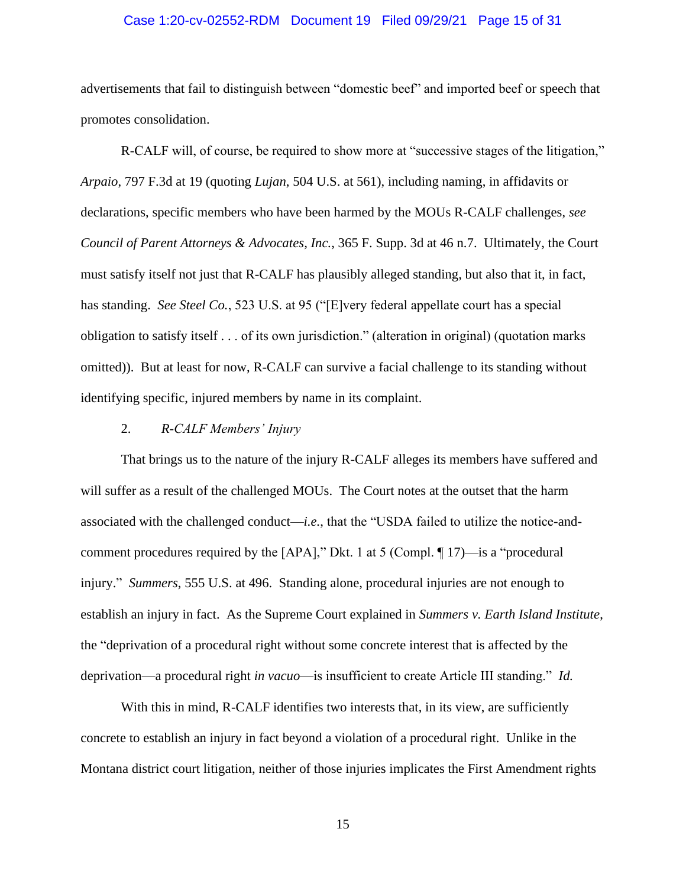advertisements that fail to distinguish between "domestic beef" and imported beef or speech that promotes consolidation.

R-CALF will, of course, be required to show more at "successive stages of the litigation," *Arpaio*, 797 F.3d at 19 (quoting *Lujan*, 504 U.S. at 561), including naming, in affidavits or declarations, specific members who have been harmed by the MOUs R-CALF challenges, *see Council of Parent Attorneys & Advocates, Inc.*, 365 F. Supp. 3d at 46 n.7. Ultimately, the Court must satisfy itself not just that R-CALF has plausibly alleged standing, but also that it, in fact, has standing. *See Steel Co.*, 523 U.S. at 95 ("[E]very federal appellate court has a special obligation to satisfy itself . . . of its own jurisdiction." (alteration in original) (quotation marks omitted)). But at least for now, R-CALF can survive a facial challenge to its standing without identifying specific, injured members by name in its complaint.

2. *R-CALF Members' Injury*

That brings us to the nature of the injury R-CALF alleges its members have suffered and will suffer as a result of the challenged MOUs. The Court notes at the outset that the harm associated with the challenged conduct—*i.e.*, that the "USDA failed to utilize the notice-and-comment procedures required by the [APA]," Dkt. 1 at 5 (Compl. ¶ 17)—is a "procedural injury." *Summers*, 555 U.S. at 496. Standing alone, procedural injuries are not enough to establish an injury in fact. As the Supreme Court explained in *Summers v. Earth Island Institute*, the "deprivation of a procedural right without some concrete interest that is affected by the deprivation—a procedural right *in vacuo*—is insufficient to create Article III standing." *Id.*

With this in mind, R-CALF identifies two interests that, in its view, are sufficiently concrete to establish an injury in fact beyond a violation of a procedural right. Unlike in the Montana district court litigation, neither of those injuries implicates the First Amendment rights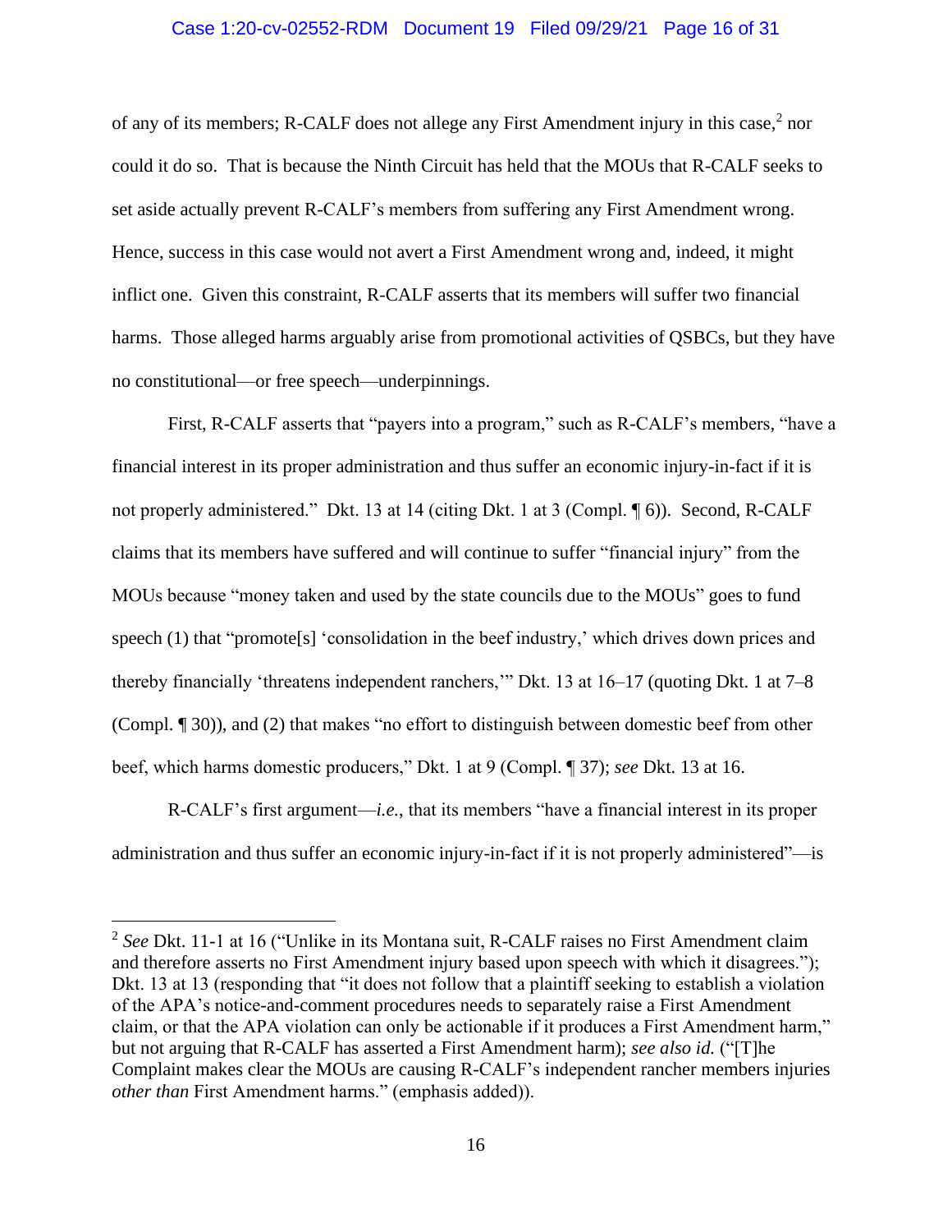of any of its members; R-CALF does not allege any First Amendment injury in this case,[2] nor could it do so. That is because the Ninth Circuit has held that the MOUs that R-CALF seeks to set aside actually prevent R-CALF's members from suffering any First Amendment wrong. Hence, success in this case would not avert a First Amendment wrong and, indeed, it might inflict one. Given this constraint, R-CALF asserts that its members will suffer two financial harms. Those alleged harms arguably arise from promotional activities of QSBCs, but they have no constitutional—or free speech—underpinnings.

First, R-CALF asserts that "payers into a program," such as R-CALF's members, "have a financial interest in its proper administration and thus suffer an economic injury-in-fact if it is not properly administered." Dkt. 13 at 14 (citing Dkt. 1 at 3 (Compl. ¶ 6)). Second, R-CALF claims that its members have suffered and will continue to suffer "financial injury" from the MOUs because "money taken and used by the state councils due to the MOUs" goes to fund speech (1) that "promote[s] 'consolidation in the beef industry,' which drives down prices and thereby financially 'threatens independent ranchers,'" Dkt. 13 at 16–17 (quoting Dkt. 1 at 7–8 (Compl. ¶ 30)), and (2) that makes "no effort to distinguish between domestic beef from other beef, which harms domestic producers," Dkt. 1 at 9 (Compl. ¶ 37); *see* Dkt. 13 at 16.

R-CALF's first argument—*i.e.*, that its members "have a financial interest in its proper administration and thus suffer an economic injury-in-fact if it is not properly administered"—is

---

[2] *See* Dkt. 11-1 at 16 ("Unlike in its Montana suit, R-CALF raises no First Amendment claim and therefore asserts no First Amendment injury based upon speech with which it disagrees."); Dkt. 13 at 13 (responding that "it does not follow that a plaintiff seeking to establish a violation of the APA's notice-and-comment procedures needs to separately raise a First Amendment claim, or that the APA violation can only be actionable if it produces a First Amendment harm," but not arguing that R-CALF has asserted a First Amendment harm); *see also id.* ("[T]he Complaint makes clear the MOUs are causing R-CALF's independent rancher members injuries *other than* First Amendment harms." (emphasis added)).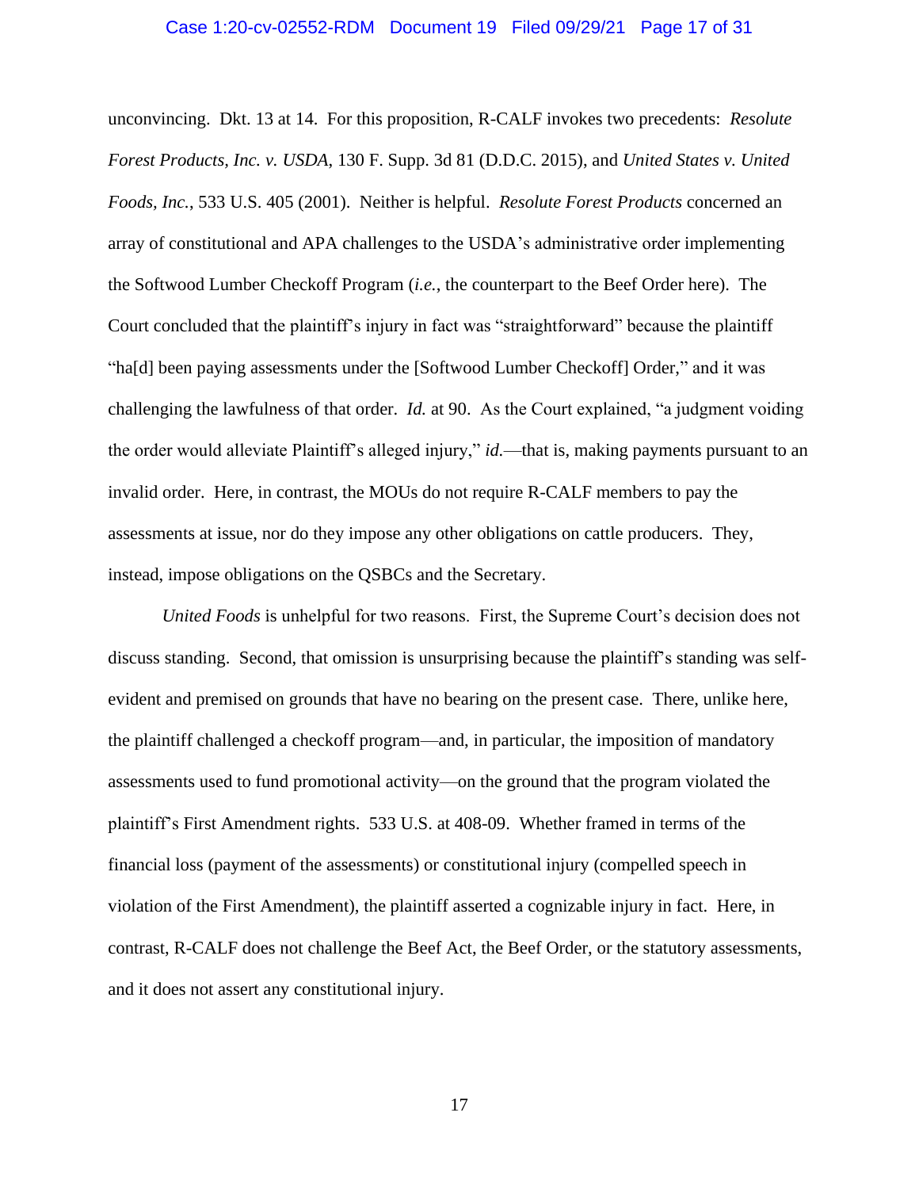unconvincing. Dkt. 13 at 14. For this proposition, R-CALF invokes two precedents: *Resolute Forest Products, Inc. v. USDA*, 130 F. Supp. 3d 81 (D.D.C. 2015), and *United States v. United Foods, Inc.*, 533 U.S. 405 (2001). Neither is helpful. *Resolute Forest Products* concerned an array of constitutional and APA challenges to the USDA's administrative order implementing the Softwood Lumber Checkoff Program (*i.e.*, the counterpart to the Beef Order here). The Court concluded that the plaintiff's injury in fact was "straightforward" because the plaintiff "ha[d] been paying assessments under the [Softwood Lumber Checkoff] Order," and it was challenging the lawfulness of that order. *Id.* at 90. As the Court explained, "a judgment voiding the order would alleviate Plaintiff's alleged injury," *id.*—that is, making payments pursuant to an invalid order. Here, in contrast, the MOUs do not require R-CALF members to pay the assessments at issue, nor do they impose any other obligations on cattle producers. They, instead, impose obligations on the QSBCs and the Secretary.

*United Foods* is unhelpful for two reasons. First, the Supreme Court's decision does not discuss standing. Second, that omission is unsurprising because the plaintiff's standing was self-evident and premised on grounds that have no bearing on the present case. There, unlike here, the plaintiff challenged a checkoff program—and, in particular, the imposition of mandatory assessments used to fund promotional activity—on the ground that the program violated the plaintiff's First Amendment rights. 533 U.S. at 408-09. Whether framed in terms of the financial loss (payment of the assessments) or constitutional injury (compelled speech in violation of the First Amendment), the plaintiff asserted a cognizable injury in fact. Here, in contrast, R-CALF does not challenge the Beef Act, the Beef Order, or the statutory assessments, and it does not assert any constitutional injury.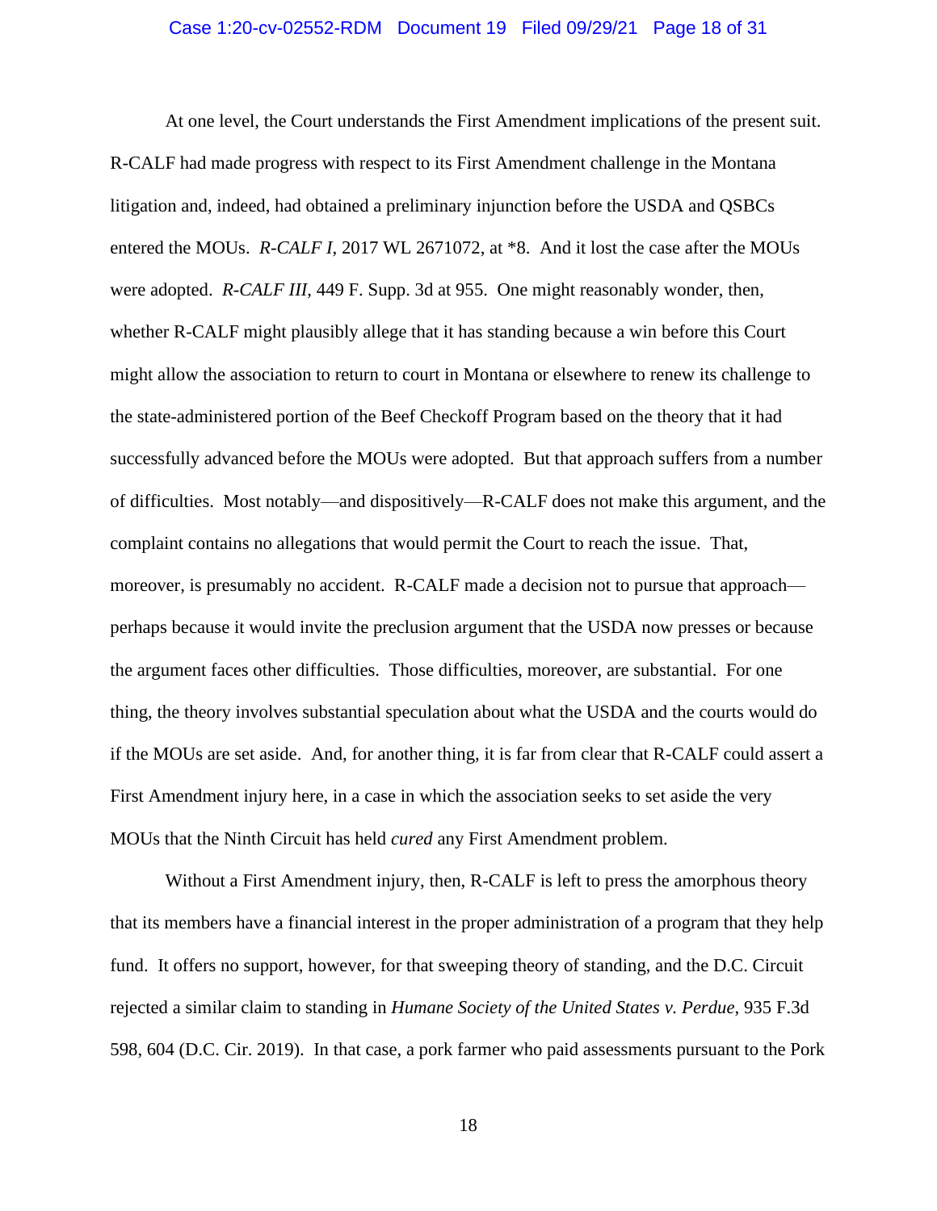At one level, the Court understands the First Amendment implications of the present suit. R-CALF had made progress with respect to its First Amendment challenge in the Montana litigation and, indeed, had obtained a preliminary injunction before the USDA and QSBCs entered the MOUs. *R-CALF I*, 2017 WL 2671072, at *8. And it lost the case after the MOUs were adopted. *R-CALF III*, 449 F. Supp. 3d at 955. One might reasonably wonder, then, whether R-CALF might plausibly allege that it has standing because a win before this Court might allow the association to return to court in Montana or elsewhere to renew its challenge to the state-administered portion of the Beef Checkoff Program based on the theory that it had successfully advanced before the MOUs were adopted. But that approach suffers from a number of difficulties. Most notably—and dispositively—R-CALF does not make this argument, and the complaint contains no allegations that would permit the Court to reach the issue. That, moreover, is presumably no accident. R-CALF made a decision not to pursue that approach—perhaps because it would invite the preclusion argument that the USDA now presses or because the argument faces other difficulties. Those difficulties, moreover, are substantial. For one thing, the theory involves substantial speculation about what the USDA and the courts would do if the MOUs are set aside. And, for another thing, it is far from clear that R-CALF could assert a First Amendment injury here, in a case in which the association seeks to set aside the very MOUs that the Ninth Circuit has held *cured* any First Amendment problem.

Without a First Amendment injury, then, R-CALF is left to press the amorphous theory that its members have a financial interest in the proper administration of a program that they help fund. It offers no support, however, for that sweeping theory of standing, and the D.C. Circuit rejected a similar claim to standing in *Humane Society of the United States v. Perdue*, 935 F.3d 598, 604 (D.C. Cir. 2019). In that case, a pork farmer who paid assessments pursuant to the Pork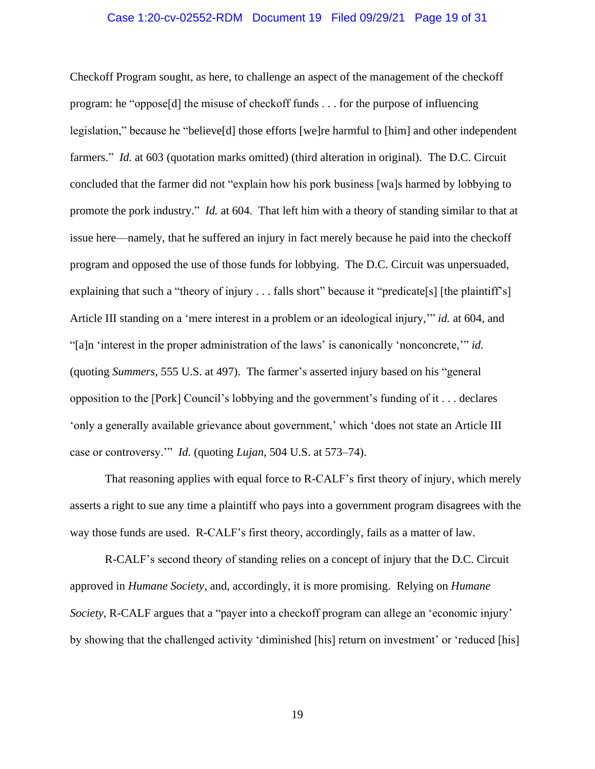Checkoff Program sought, as here, to challenge an aspect of the management of the checkoff program: he "oppose[d] the misuse of checkoff funds . . . for the purpose of influencing legislation," because he "believe[d] those efforts [we]re harmful to [him] and other independent farmers." *Id.* at 603 (quotation marks omitted) (third alteration in original). The D.C. Circuit concluded that the farmer did not "explain how his pork business [wa]s harmed by lobbying to promote the pork industry." *Id.* at 604. That left him with a theory of standing similar to that at issue here—namely, that he suffered an injury in fact merely because he paid into the checkoff program and opposed the use of those funds for lobbying. The D.C. Circuit was unpersuaded, explaining that such a "theory of injury . . . falls short" because it "predicate[s] [the plaintiff's] Article III standing on a 'mere interest in a problem or an ideological injury,'" *id.* at 604, and "[a]n 'interest in the proper administration of the laws' is canonically 'nonconcrete,'" *id.* (quoting *Summers*, 555 U.S. at 497). The farmer's asserted injury based on his "general opposition to the [Pork] Council's lobbying and the government's funding of it . . . declares 'only a generally available grievance about government,' which 'does not state an Article III case or controversy.'" *Id.* (quoting *Lujan*, 504 U.S. at 573–74).

That reasoning applies with equal force to R-CALF's first theory of injury, which merely asserts a right to sue any time a plaintiff who pays into a government program disagrees with the way those funds are used. R-CALF's first theory, accordingly, fails as a matter of law.

R-CALF's second theory of standing relies on a concept of injury that the D.C. Circuit approved in *Humane Society*, and, accordingly, it is more promising. Relying on *Humane Society*, R-CALF argues that a "payer into a checkoff program can allege an 'economic injury' by showing that the challenged activity 'diminished [his] return on investment' or 'reduced [his]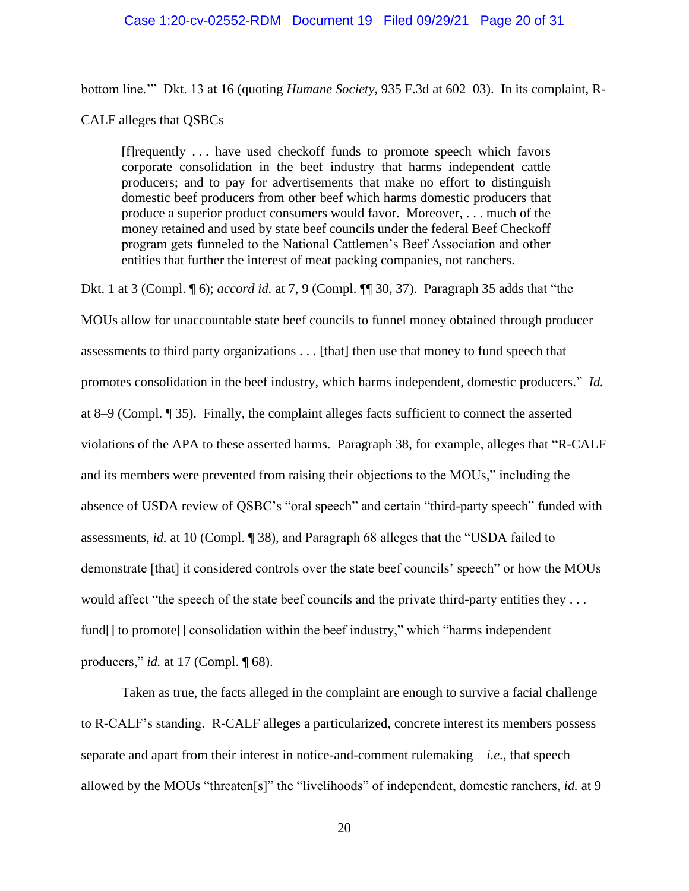bottom line.'" Dkt. 13 at 16 (quoting *Humane Society*, 935 F.3d at 602–03). In its complaint, R-CALF alleges that QSBCs

> [f]requently . . . have used checkoff funds to promote speech which favors corporate consolidation in the beef industry that harms independent cattle producers; and to pay for advertisements that make no effort to distinguish domestic beef producers from other beef which harms domestic producers that produce a superior product consumers would favor. Moreover, . . . much of the money retained and used by state beef councils under the federal Beef Checkoff program gets funneled to the National Cattlemen's Beef Association and other entities that further the interest of meat packing companies, not ranchers.

Dkt. 1 at 3 (Compl. ¶ 6); *accord id.* at 7, 9 (Compl. ¶¶ 30, 37). Paragraph 35 adds that "the MOUs allow for unaccountable state beef councils to funnel money obtained through producer assessments to third party organizations . . . [that] then use that money to fund speech that promotes consolidation in the beef industry, which harms independent, domestic producers." *Id.* at 8–9 (Compl. ¶ 35). Finally, the complaint alleges facts sufficient to connect the asserted violations of the APA to these asserted harms. Paragraph 38, for example, alleges that "R-CALF and its members were prevented from raising their objections to the MOUs," including the absence of USDA review of QSBC's "oral speech" and certain "third-party speech" funded with assessments, *id.* at 10 (Compl. ¶ 38), and Paragraph 68 alleges that the "USDA failed to demonstrate [that] it considered controls over the state beef councils' speech" or how the MOUs would affect "the speech of the state beef councils and the private third-party entities they . . . fund[] to promote[] consolidation within the beef industry," which "harms independent producers," *id.* at 17 (Compl. ¶ 68).

Taken as true, the facts alleged in the complaint are enough to survive a facial challenge to R-CALF's standing. R-CALF alleges a particularized, concrete interest its members possess separate and apart from their interest in notice-and-comment rulemaking—*i.e.*, that speech allowed by the MOUs "threaten[s]" the "livelihoods" of independent, domestic ranchers, *id.* at 9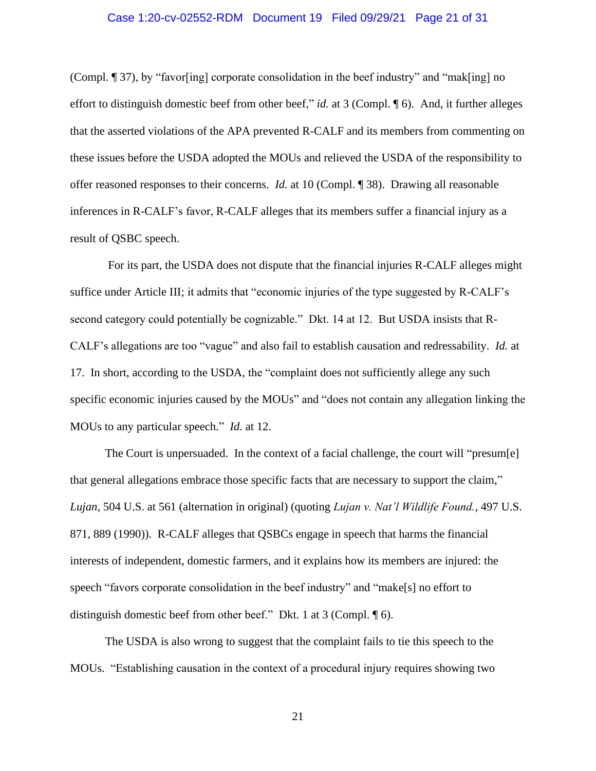(Compl. ¶ 37), by "favor[ing] corporate consolidation in the beef industry" and "mak[ing] no effort to distinguish domestic beef from other beef," *id.* at 3 (Compl. ¶ 6). And, it further alleges that the asserted violations of the APA prevented R-CALF and its members from commenting on these issues before the USDA adopted the MOUs and relieved the USDA of the responsibility to offer reasoned responses to their concerns. *Id.* at 10 (Compl. ¶ 38). Drawing all reasonable inferences in R-CALF's favor, R-CALF alleges that its members suffer a financial injury as a result of QSBC speech.

For its part, the USDA does not dispute that the financial injuries R-CALF alleges might suffice under Article III; it admits that "economic injuries of the type suggested by R-CALF's second category could potentially be cognizable." Dkt. 14 at 12. But USDA insists that R-CALF's allegations are too "vague" and also fail to establish causation and redressability. *Id.* at 17. In short, according to the USDA, the "complaint does not sufficiently allege any such specific economic injuries caused by the MOUs" and "does not contain any allegation linking the MOUs to any particular speech." *Id.* at 12.

The Court is unpersuaded. In the context of a facial challenge, the court will "presum[e] that general allegations embrace those specific facts that are necessary to support the claim," *Lujan*, 504 U.S. at 561 (alternation in original) (quoting *Lujan v. Nat'l Wildlife Found.*, 497 U.S. 871, 889 (1990)). R-CALF alleges that QSBCs engage in speech that harms the financial interests of independent, domestic farmers, and it explains how its members are injured: the speech "favors corporate consolidation in the beef industry" and "make[s] no effort to distinguish domestic beef from other beef." Dkt. 1 at 3 (Compl. ¶ 6).

The USDA is also wrong to suggest that the complaint fails to tie this speech to the MOUs. "Establishing causation in the context of a procedural injury requires showing two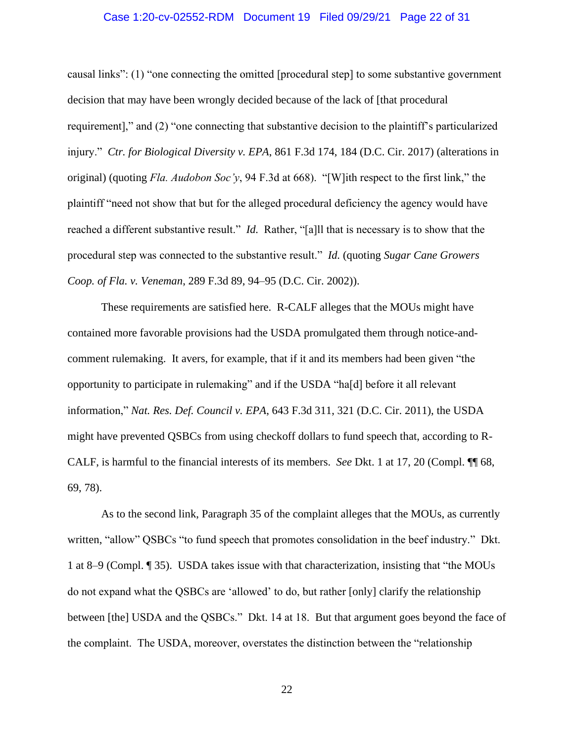causal links": (1) "one connecting the omitted [procedural step] to some substantive government decision that may have been wrongly decided because of the lack of [that procedural requirement]," and (2) "one connecting that substantive decision to the plaintiff's particularized injury." *Ctr. for Biological Diversity v. EPA*, 861 F.3d 174, 184 (D.C. Cir. 2017) (alterations in original) (quoting *Fla. Audobon Soc'y*, 94 F.3d at 668). "[W]ith respect to the first link," the plaintiff "need not show that but for the alleged procedural deficiency the agency would have reached a different substantive result." *Id.* Rather, "[a]ll that is necessary is to show that the procedural step was connected to the substantive result." *Id.* (quoting *Sugar Cane Growers Coop. of Fla. v. Veneman*, 289 F.3d 89, 94–95 (D.C. Cir. 2002)).

These requirements are satisfied here. R-CALF alleges that the MOUs might have contained more favorable provisions had the USDA promulgated them through notice-and-comment rulemaking. It avers, for example, that if it and its members had been given "the opportunity to participate in rulemaking" and if the USDA "ha[d] before it all relevant information," *Nat. Res. Def. Council v. EPA*, 643 F.3d 311, 321 (D.C. Cir. 2011), the USDA might have prevented QSBCs from using checkoff dollars to fund speech that, according to R-CALF, is harmful to the financial interests of its members. *See* Dkt. 1 at 17, 20 (Compl. ¶¶ 68, 69, 78).

As to the second link, Paragraph 35 of the complaint alleges that the MOUs, as currently written, "allow" QSBCs "to fund speech that promotes consolidation in the beef industry." Dkt. 1 at 8–9 (Compl. ¶ 35). USDA takes issue with that characterization, insisting that "the MOUs do not expand what the QSBCs are 'allowed' to do, but rather [only] clarify the relationship between [the] USDA and the QSBCs." Dkt. 14 at 18. But that argument goes beyond the face of the complaint. The USDA, moreover, overstates the distinction between the "relationship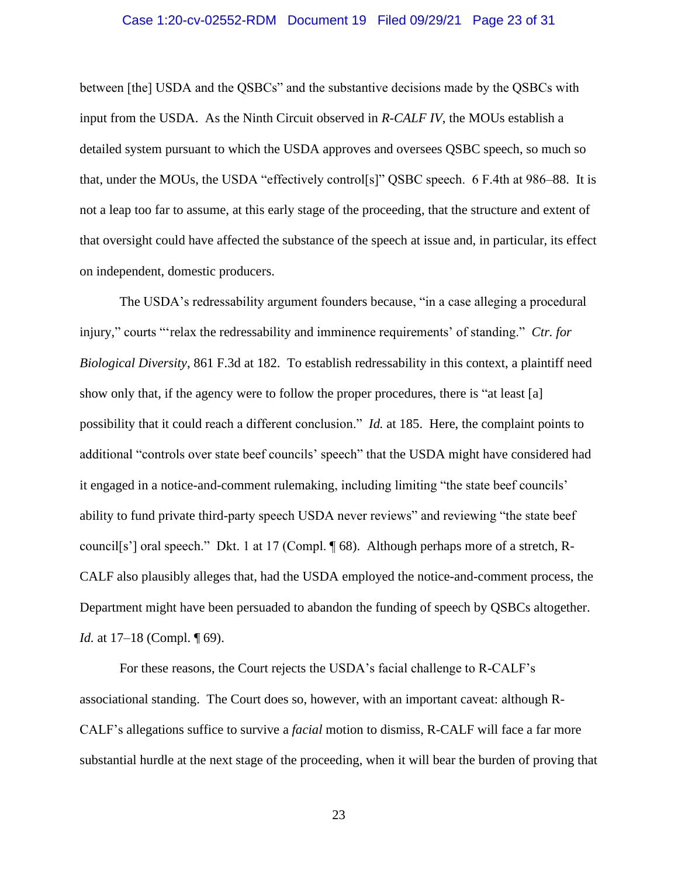between [the] USDA and the QSBCs" and the substantive decisions made by the QSBCs with input from the USDA. As the Ninth Circuit observed in *R-CALF IV*, the MOUs establish a detailed system pursuant to which the USDA approves and oversees QSBC speech, so much so that, under the MOUs, the USDA "effectively control[s]" QSBC speech. 6 F.4th at 986–88. It is not a leap too far to assume, at this early stage of the proceeding, that the structure and extent of that oversight could have affected the substance of the speech at issue and, in particular, its effect on independent, domestic producers.

The USDA's redressability argument founders because, "in a case alleging a procedural injury," courts "'relax the redressability and imminence requirements' of standing." *Ctr. for Biological Diversity*, 861 F.3d at 182. To establish redressability in this context, a plaintiff need show only that, if the agency were to follow the proper procedures, there is "at least [a] possibility that it could reach a different conclusion." *Id.* at 185. Here, the complaint points to additional "controls over state beef councils' speech" that the USDA might have considered had it engaged in a notice-and-comment rulemaking, including limiting "the state beef councils' ability to fund private third-party speech USDA never reviews" and reviewing "the state beef council[s'] oral speech." Dkt. 1 at 17 (Compl. ¶ 68). Although perhaps more of a stretch, R-CALF also plausibly alleges that, had the USDA employed the notice-and-comment process, the Department might have been persuaded to abandon the funding of speech by QSBCs altogether. *Id.* at 17–18 (Compl. ¶ 69).

For these reasons, the Court rejects the USDA's facial challenge to R-CALF's associational standing. The Court does so, however, with an important caveat: although R-CALF's allegations suffice to survive a *facial* motion to dismiss, R-CALF will face a far more substantial hurdle at the next stage of the proceeding, when it will bear the burden of proving that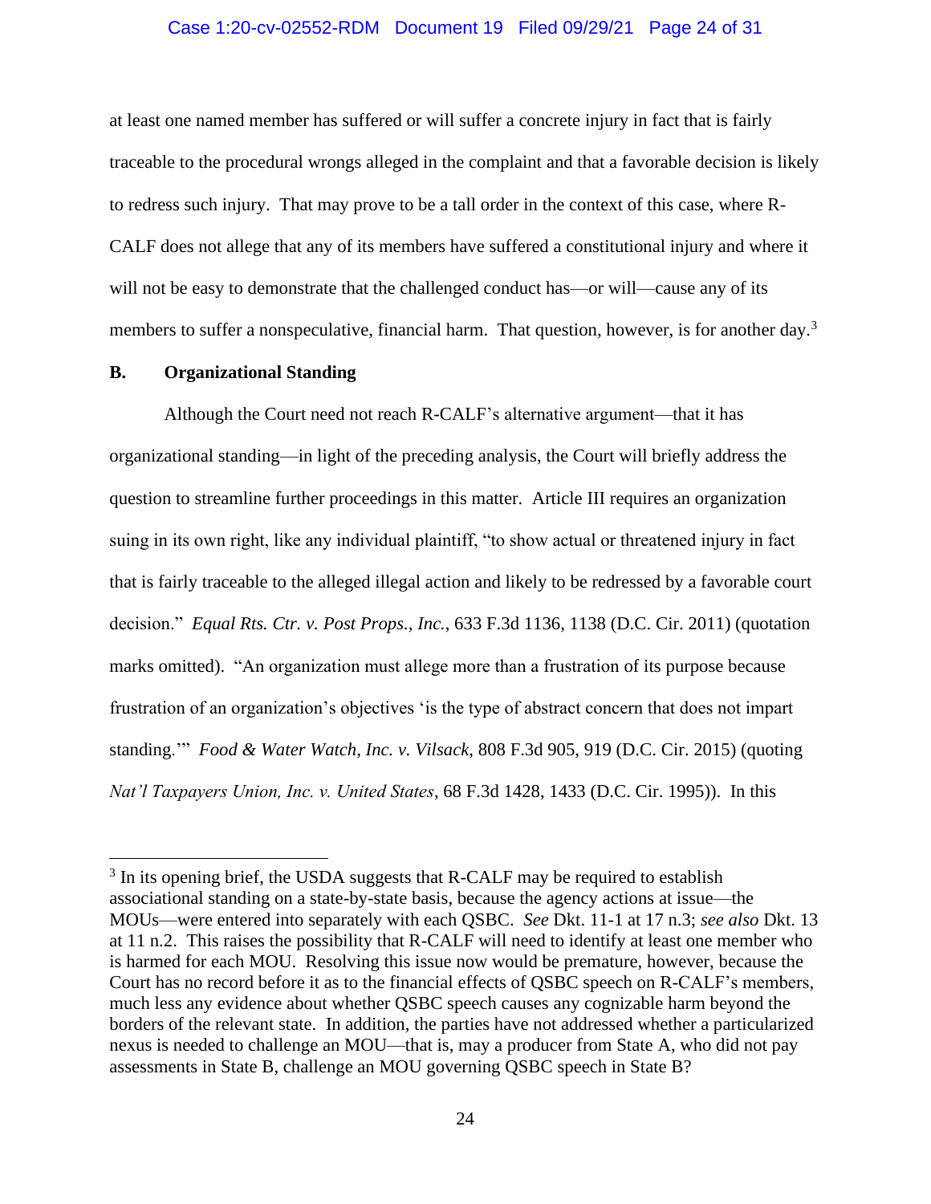at least one named member has suffered or will suffer a concrete injury in fact that is fairly traceable to the procedural wrongs alleged in the complaint and that a favorable decision is likely to redress such injury. That may prove to be a tall order in the context of this case, where R-CALF does not allege that any of its members have suffered a constitutional injury and where it will not be easy to demonstrate that the challenged conduct has—or will—cause any of its members to suffer a nonspeculative, financial harm. That question, however, is for another day.[3]

### B. Organizational Standing

Although the Court need not reach R-CALF's alternative argument—that it has organizational standing—in light of the preceding analysis, the Court will briefly address the question to streamline further proceedings in this matter. Article III requires an organization suing in its own right, like any individual plaintiff, "to show actual or threatened injury in fact that is fairly traceable to the alleged illegal action and likely to be redressed by a favorable court decision." *Equal Rts. Ctr. v. Post Props., Inc.*, 633 F.3d 1136, 1138 (D.C. Cir. 2011) (quotation marks omitted). "An organization must allege more than a frustration of its purpose because frustration of an organization's objectives 'is the type of abstract concern that does not impart standing.'" *Food & Water Watch, Inc. v. Vilsack*, 808 F.3d 905, 919 (D.C. Cir. 2015) (quoting *Nat'l Taxpayers Union, Inc. v. United States*, 68 F.3d 1428, 1433 (D.C. Cir. 1995)). In this

---

[3] In its opening brief, the USDA suggests that R-CALF may be required to establish associational standing on a state-by-state basis, because the agency actions at issue—the MOUs—were entered into separately with each QSBC. *See* Dkt. 11-1 at 17 n.3; *see also* Dkt. 13 at 11 n.2. This raises the possibility that R-CALF will need to identify at least one member who is harmed for each MOU. Resolving this issue now would be premature, however, because the Court has no record before it as to the financial effects of QSBC speech on R-CALF's members, much less any evidence about whether QSBC speech causes any cognizable harm beyond the borders of the relevant state. In addition, the parties have not addressed whether a particularized nexus is needed to challenge an MOU—that is, may a producer from State A, who did not pay assessments in State B, challenge an MOU governing QSBC speech in State B?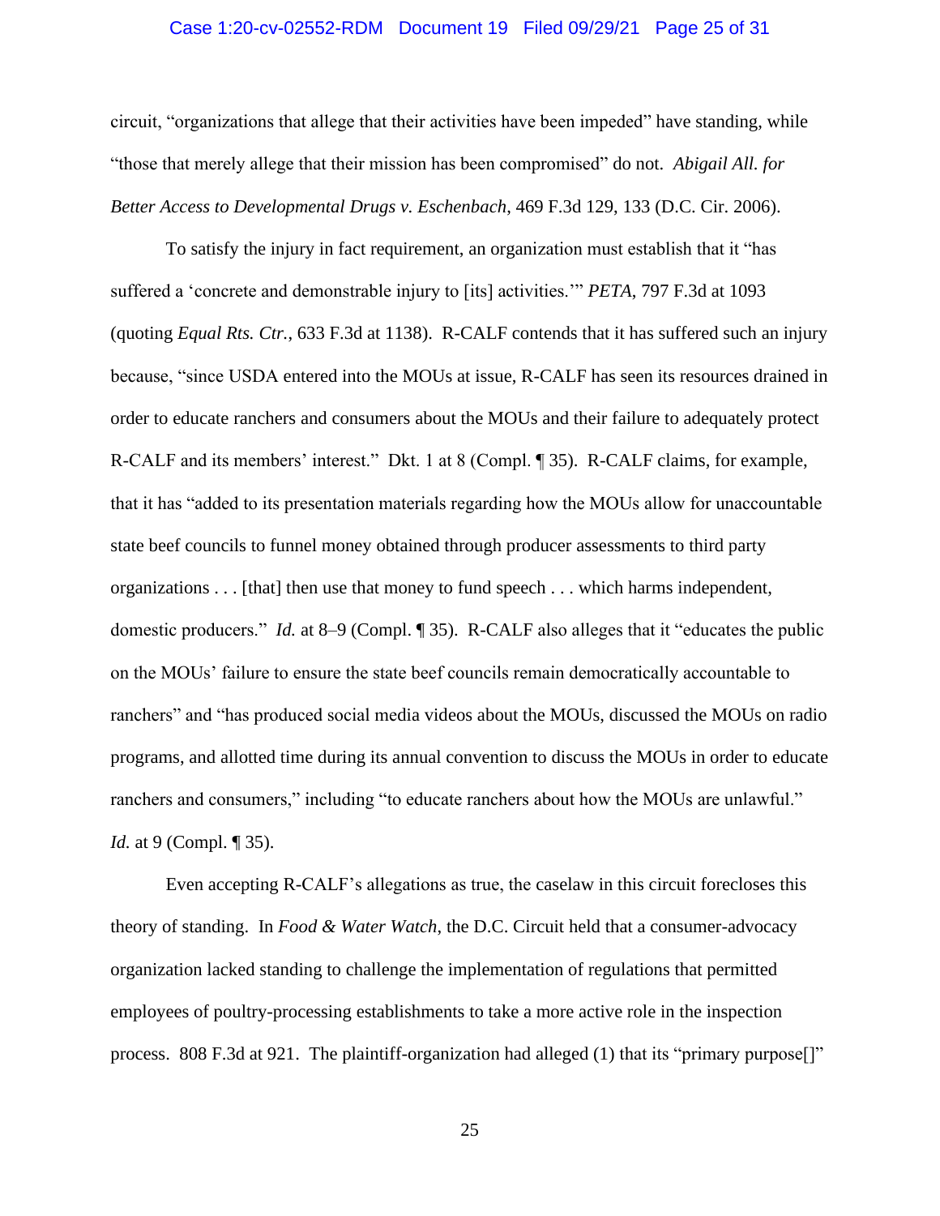circuit, "organizations that allege that their activities have been impeded" have standing, while "those that merely allege that their mission has been compromised" do not. *Abigail All. for Better Access to Developmental Drugs v. Eschenbach*, 469 F.3d 129, 133 (D.C. Cir. 2006).

To satisfy the injury in fact requirement, an organization must establish that it "has suffered a 'concrete and demonstrable injury to [its] activities.'" *PETA*, 797 F.3d at 1093 (quoting *Equal Rts. Ctr.*, 633 F.3d at 1138). R-CALF contends that it has suffered such an injury because, "since USDA entered into the MOUs at issue, R-CALF has seen its resources drained in order to educate ranchers and consumers about the MOUs and their failure to adequately protect R-CALF and its members' interest." Dkt. 1 at 8 (Compl. ¶ 35). R-CALF claims, for example, that it has "added to its presentation materials regarding how the MOUs allow for unaccountable state beef councils to funnel money obtained through producer assessments to third party organizations . . . [that] then use that money to fund speech . . . which harms independent, domestic producers." *Id.* at 8–9 (Compl. ¶ 35). R-CALF also alleges that it "educates the public on the MOUs' failure to ensure the state beef councils remain democratically accountable to ranchers" and "has produced social media videos about the MOUs, discussed the MOUs on radio programs, and allotted time during its annual convention to discuss the MOUs in order to educate ranchers and consumers," including "to educate ranchers about how the MOUs are unlawful." *Id.* at 9 (Compl. ¶ 35).

Even accepting R-CALF's allegations as true, the caselaw in this circuit forecloses this theory of standing. In *Food & Water Watch*, the D.C. Circuit held that a consumer-advocacy organization lacked standing to challenge the implementation of regulations that permitted employees of poultry-processing establishments to take a more active role in the inspection process. 808 F.3d at 921. The plaintiff-organization had alleged (1) that its "primary purpose[]"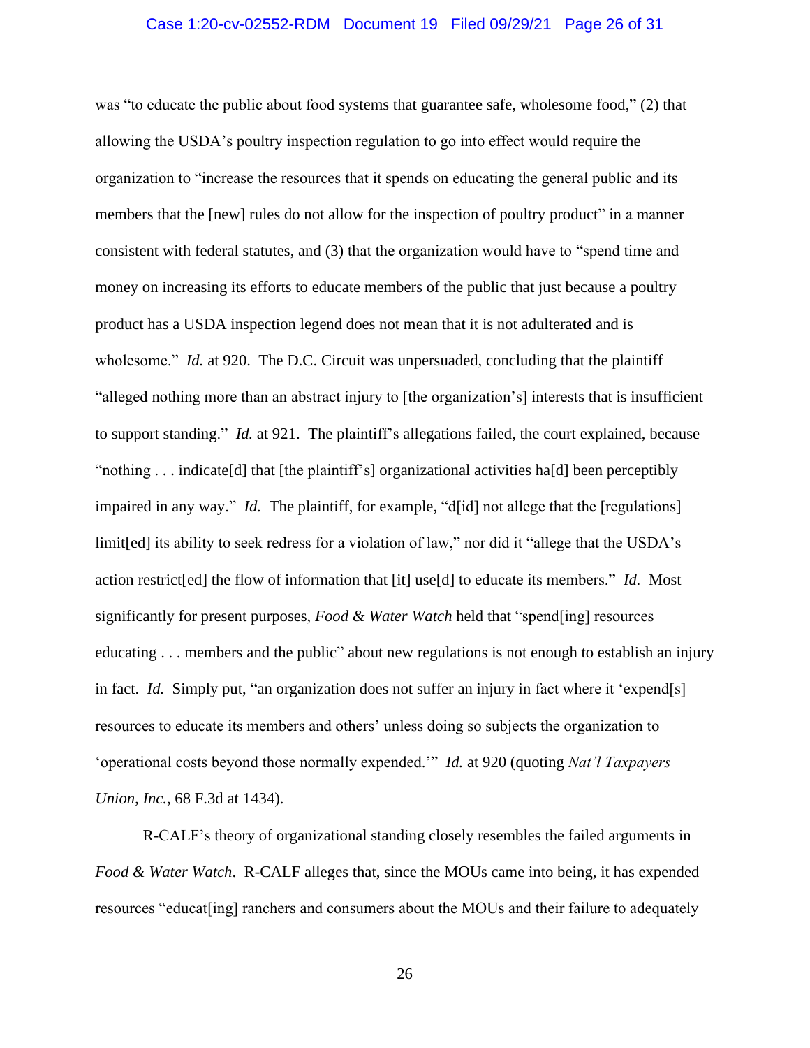was "to educate the public about food systems that guarantee safe, wholesome food," (2) that allowing the USDA's poultry inspection regulation to go into effect would require the organization to "increase the resources that it spends on educating the general public and its members that the [new] rules do not allow for the inspection of poultry product" in a manner consistent with federal statutes, and (3) that the organization would have to "spend time and money on increasing its efforts to educate members of the public that just because a poultry product has a USDA inspection legend does not mean that it is not adulterated and is wholesome." *Id.* at 920. The D.C. Circuit was unpersuaded, concluding that the plaintiff "alleged nothing more than an abstract injury to [the organization's] interests that is insufficient to support standing." *Id.* at 921. The plaintiff's allegations failed, the court explained, because "nothing . . . indicate[d] that [the plaintiff's] organizational activities ha[d] been perceptibly impaired in any way." *Id.* The plaintiff, for example, "d[id] not allege that the [regulations] limit[ed] its ability to seek redress for a violation of law," nor did it "allege that the USDA's action restrict[ed] the flow of information that [it] use[d] to educate its members." *Id.* Most significantly for present purposes, *Food & Water Watch* held that "spend[ing] resources educating . . . members and the public" about new regulations is not enough to establish an injury in fact. *Id.* Simply put, "an organization does not suffer an injury in fact where it 'expend[s] resources to educate its members and others' unless doing so subjects the organization to 'operational costs beyond those normally expended.'" *Id.* at 920 (quoting *Nat'l Taxpayers Union, Inc.*, 68 F.3d at 1434).

R-CALF's theory of organizational standing closely resembles the failed arguments in *Food & Water Watch*. R-CALF alleges that, since the MOUs came into being, it has expended resources "educat[ing] ranchers and consumers about the MOUs and their failure to adequately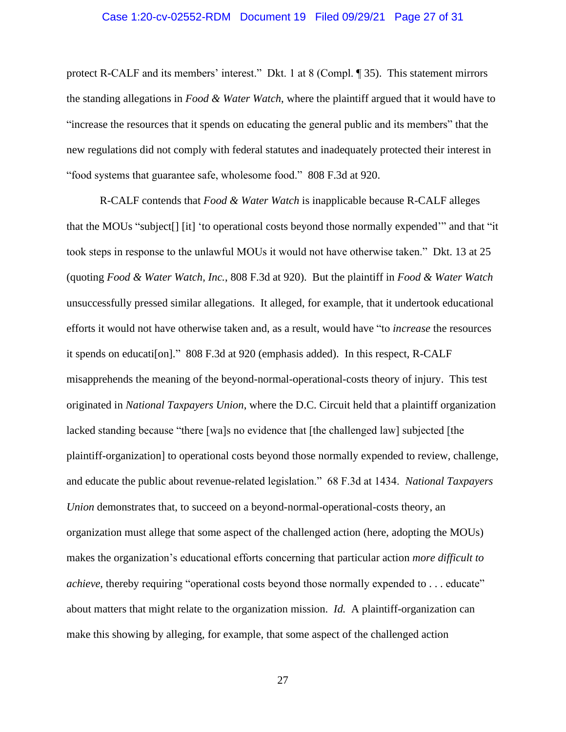protect R-CALF and its members' interest." Dkt. 1 at 8 (Compl. ¶ 35). This statement mirrors the standing allegations in *Food & Water Watch*, where the plaintiff argued that it would have to "increase the resources that it spends on educating the general public and its members" that the new regulations did not comply with federal statutes and inadequately protected their interest in "food systems that guarantee safe, wholesome food." 808 F.3d at 920.

R-CALF contends that *Food & Water Watch* is inapplicable because R-CALF alleges that the MOUs "subject[] [it] 'to operational costs beyond those normally expended'" and that "it took steps in response to the unlawful MOUs it would not have otherwise taken." Dkt. 13 at 25 (quoting *Food & Water Watch, Inc.*, 808 F.3d at 920). But the plaintiff in *Food & Water Watch* unsuccessfully pressed similar allegations. It alleged, for example, that it undertook educational efforts it would not have otherwise taken and, as a result, would have "to *increase* the resources it spends on educati[on]." 808 F.3d at 920 (emphasis added). In this respect, R-CALF misapprehends the meaning of the beyond-normal-operational-costs theory of injury. This test originated in *National Taxpayers Union*, where the D.C. Circuit held that a plaintiff organization lacked standing because "there [wa]s no evidence that [the challenged law] subjected [the plaintiff-organization] to operational costs beyond those normally expended to review, challenge, and educate the public about revenue-related legislation." 68 F.3d at 1434. *National Taxpayers Union* demonstrates that, to succeed on a beyond-normal-operational-costs theory, an organization must allege that some aspect of the challenged action (here, adopting the MOUs) makes the organization's educational efforts concerning that particular action *more difficult to achieve*, thereby requiring "operational costs beyond those normally expended to . . . educate" about matters that might relate to the organization mission. *Id.* A plaintiff-organization can make this showing by alleging, for example, that some aspect of the challenged action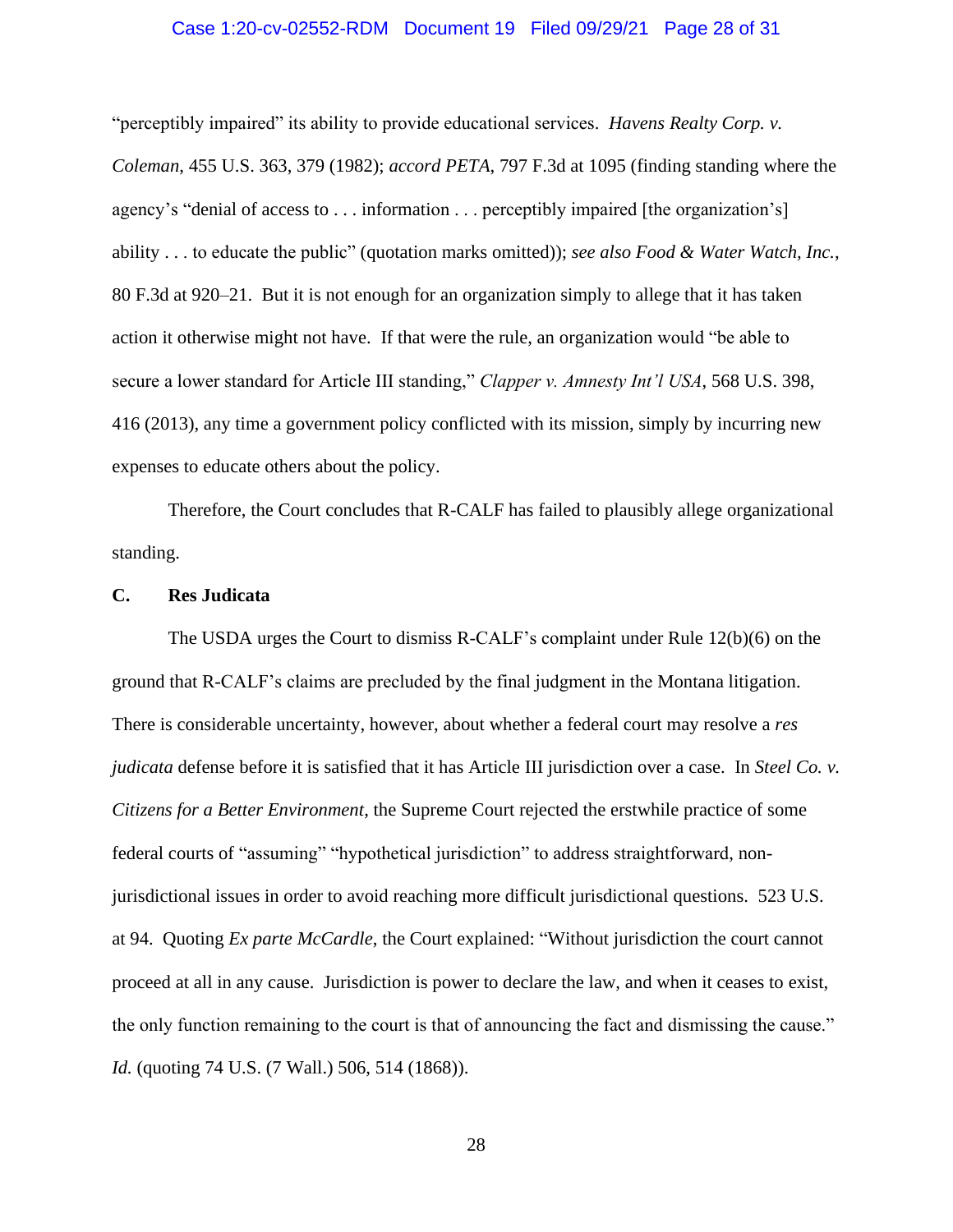"perceptibly impaired" its ability to provide educational services. *Havens Realty Corp. v. Coleman*, 455 U.S. 363, 379 (1982); *accord PETA*, 797 F.3d at 1095 (finding standing where the agency's "denial of access to . . . information . . . perceptibly impaired [the organization's] ability . . . to educate the public" (quotation marks omitted)); *see also Food & Water Watch, Inc.*, 80 F.3d at 920–21. But it is not enough for an organization simply to allege that it has taken action it otherwise might not have. If that were the rule, an organization would "be able to secure a lower standard for Article III standing," *Clapper v. Amnesty Int'l USA*, 568 U.S. 398, 416 (2013), any time a government policy conflicted with its mission, simply by incurring new expenses to educate others about the policy.

Therefore, the Court concludes that R-CALF has failed to plausibly allege organizational standing.

### C. Res Judicata

The USDA urges the Court to dismiss R-CALF's complaint under Rule 12(b)(6) on the ground that R-CALF's claims are precluded by the final judgment in the Montana litigation. There is considerable uncertainty, however, about whether a federal court may resolve a *res judicata* defense before it is satisfied that it has Article III jurisdiction over a case. In *Steel Co. v. Citizens for a Better Environment*, the Supreme Court rejected the erstwhile practice of some federal courts of "assuming" "hypothetical jurisdiction" to address straightforward, non-jurisdictional issues in order to avoid reaching more difficult jurisdictional questions. 523 U.S. at 94. Quoting *Ex parte McCardle*, the Court explained: "Without jurisdiction the court cannot proceed at all in any cause. Jurisdiction is power to declare the law, and when it ceases to exist, the only function remaining to the court is that of announcing the fact and dismissing the cause." *Id.* (quoting 74 U.S. (7 Wall.) 506, 514 (1868)).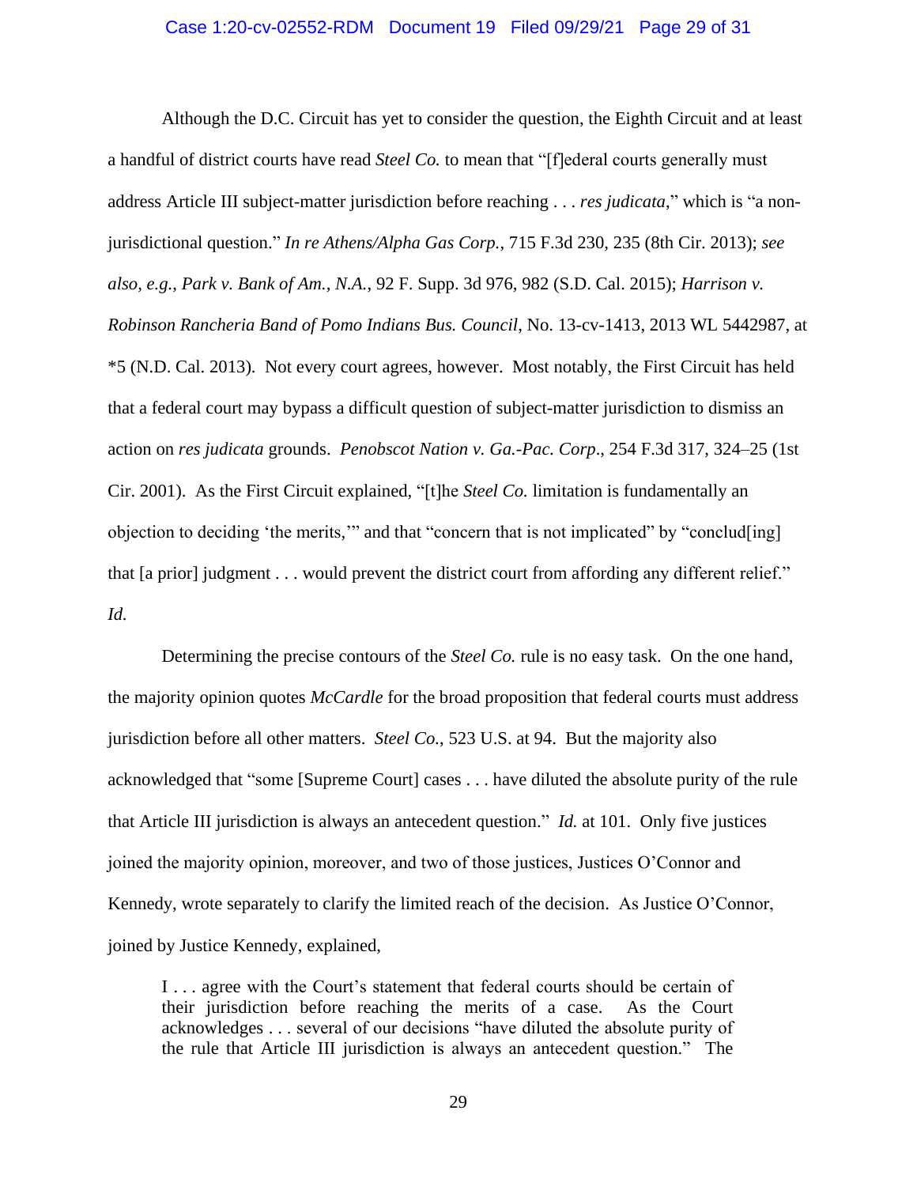Although the D.C. Circuit has yet to consider the question, the Eighth Circuit and at least a handful of district courts have read *Steel Co.* to mean that "[f]ederal courts generally must address Article III subject-matter jurisdiction before reaching . . . *res judicata*," which is "a non-jurisdictional question." *In re Athens/Alpha Gas Corp.*, 715 F.3d 230, 235 (8th Cir. 2013); *see also, e.g.*, *Park v. Bank of Am., N.A.*, 92 F. Supp. 3d 976, 982 (S.D. Cal. 2015); *Harrison v. Robinson Rancheria Band of Pomo Indians Bus. Council*, No. 13-cv-1413, 2013 WL 5442987, at *5 (N.D. Cal. 2013). Not every court agrees, however. Most notably, the First Circuit has held that a federal court may bypass a difficult question of subject-matter jurisdiction to dismiss an action on *res judicata* grounds. *Penobscot Nation v. Ga.-Pac. Corp.*, 254 F.3d 317, 324–25 (1st Cir. 2001). As the First Circuit explained, "[t]he *Steel Co.* limitation is fundamentally an objection to deciding 'the merits,'" and that "concern that is not implicated" by "conclud[ing] that [a prior] judgment . . . would prevent the district court from affording any different relief." *Id.*

Determining the precise contours of the *Steel Co.* rule is no easy task. On the one hand, the majority opinion quotes *McCardle* for the broad proposition that federal courts must address jurisdiction before all other matters. *Steel Co.*, 523 U.S. at 94. But the majority also acknowledged that "some [Supreme Court] cases . . . have diluted the absolute purity of the rule that Article III jurisdiction is always an antecedent question." *Id.* at 101. Only five justices joined the majority opinion, moreover, and two of those justices, Justices O'Connor and Kennedy, wrote separately to clarify the limited reach of the decision. As Justice O'Connor, joined by Justice Kennedy, explained,

> I . . . agree with the Court's statement that federal courts should be certain of their jurisdiction before reaching the merits of a case. As the Court acknowledges . . . several of our decisions "have diluted the absolute purity of the rule that Article III jurisdiction is always an antecedent question." The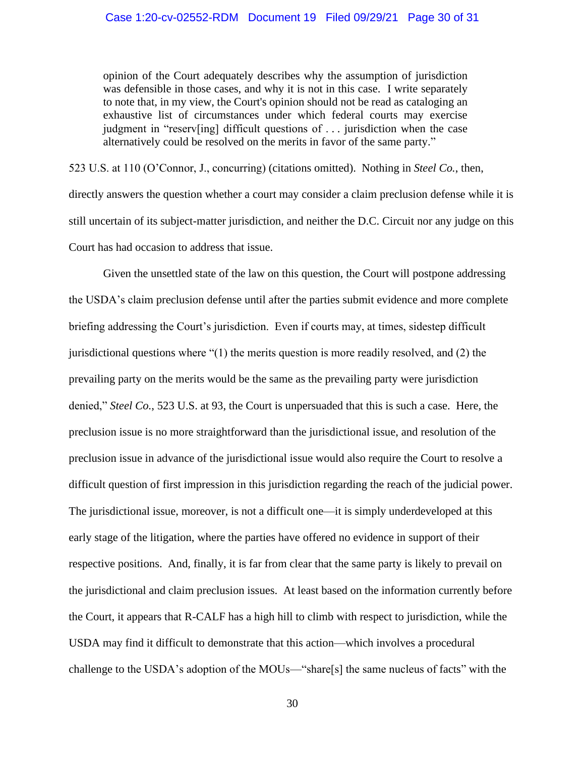> opinion of the Court adequately describes why the assumption of jurisdiction was defensible in those cases, and why it is not in this case. I write separately to note that, in my view, the Court's opinion should not be read as cataloging an exhaustive list of circumstances under which federal courts may exercise judgment in "reserv[ing] difficult questions of . . . jurisdiction when the case alternatively could be resolved on the merits in favor of the same party."

523 U.S. at 110 (O'Connor, J., concurring) (citations omitted). Nothing in *Steel Co.*, then, directly answers the question whether a court may consider a claim preclusion defense while it is still uncertain of its subject-matter jurisdiction, and neither the D.C. Circuit nor any judge on this Court has had occasion to address that issue.

Given the unsettled state of the law on this question, the Court will postpone addressing the USDA's claim preclusion defense until after the parties submit evidence and more complete briefing addressing the Court's jurisdiction. Even if courts may, at times, sidestep difficult jurisdictional questions where "(1) the merits question is more readily resolved, and (2) the prevailing party on the merits would be the same as the prevailing party were jurisdiction denied," *Steel Co.*, 523 U.S. at 93, the Court is unpersuaded that this is such a case. Here, the preclusion issue is no more straightforward than the jurisdictional issue, and resolution of the preclusion issue in advance of the jurisdictional issue would also require the Court to resolve a difficult question of first impression in this jurisdiction regarding the reach of the judicial power. The jurisdictional issue, moreover, is not a difficult one—it is simply underdeveloped at this early stage of the litigation, where the parties have offered no evidence in support of their respective positions. And, finally, it is far from clear that the same party is likely to prevail on the jurisdictional and claim preclusion issues. At least based on the information currently before the Court, it appears that R-CALF has a high hill to climb with respect to jurisdiction, while the USDA may find it difficult to demonstrate that this action—which involves a procedural challenge to the USDA's adoption of the MOUs—"share[s] the same nucleus of facts" with the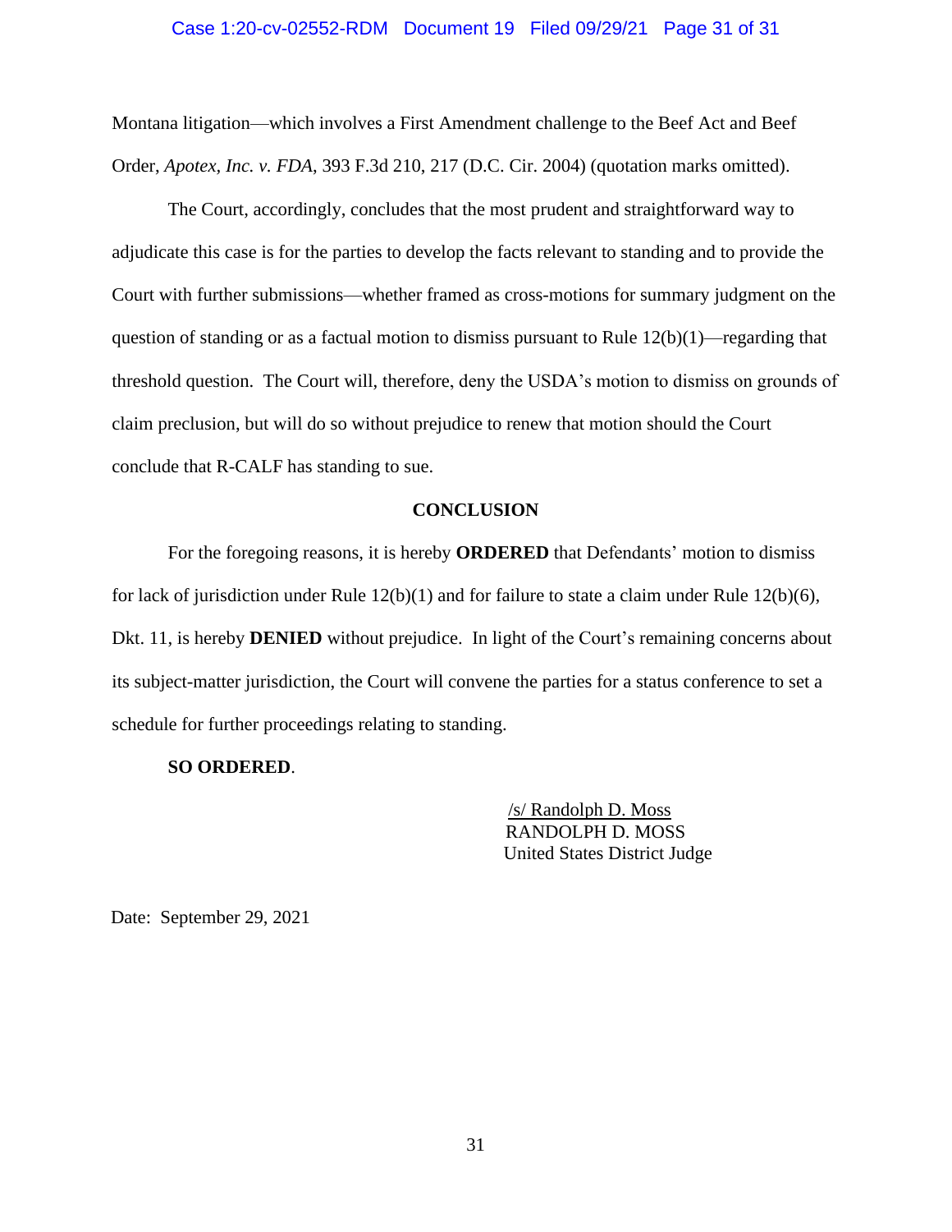Montana litigation—which involves a First Amendment challenge to the Beef Act and Beef Order, *Apotex, Inc. v. FDA*, 393 F.3d 210, 217 (D.C. Cir. 2004) (quotation marks omitted).

The Court, accordingly, concludes that the most prudent and straightforward way to adjudicate this case is for the parties to develop the facts relevant to standing and to provide the Court with further submissions—whether framed as cross-motions for summary judgment on the question of standing or as a factual motion to dismiss pursuant to Rule 12(b)(1)—regarding that threshold question. The Court will, therefore, deny the USDA's motion to dismiss on grounds of claim preclusion, but will do so without prejudice to renew that motion should the Court conclude that R-CALF has standing to sue.

## CONCLUSION

For the foregoing reasons, it is hereby **ORDERED** that Defendants' motion to dismiss for lack of jurisdiction under Rule 12(b)(1) and for failure to state a claim under Rule 12(b)(6), Dkt. 11, is hereby **DENIED** without prejudice. In light of the Court's remaining concerns about its subject-matter jurisdiction, the Court will convene the parties for a status conference to set a schedule for further proceedings relating to standing.

**SO ORDERED**.

/s/ Randolph D. Moss
RANDOLPH D. MOSS
United States District Judge

Date: September 29, 2021